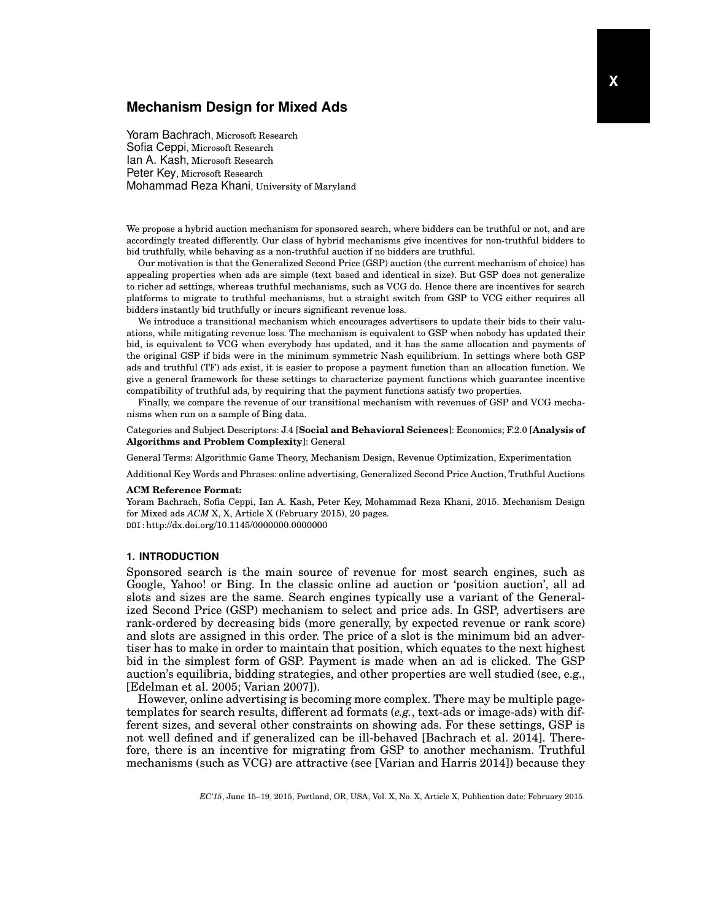# Mechanism Design for Mixed Ads

Yoram Bachrach, Microsoft Research
Sofia Ceppi, Microsoft Research
Ian A. Kash, Microsoft Research
Peter Key, Microsoft Research
Mohammad Reza Khani, University of Maryland

We propose a hybrid auction mechanism for sponsored search, where bidders can be truthful or not, and are accordingly treated differently. Our class of hybrid mechanisms give incentives for non-truthful bidders to bid truthfully, while behaving as a non-truthful auction if no bidders are truthful.

Our motivation is that the Generalized Second Price (GSP) auction (the current mechanism of choice) has appealing properties when ads are simple (text based and identical in size). But GSP does not generalize to richer ad settings, whereas truthful mechanisms, such as VCG do. Hence there are incentives for search platforms to migrate to truthful mechanisms, but a straight switch from GSP to VCG either requires all bidders instantly bid truthfully or incurs significant revenue loss.

We introduce a transitional mechanism which encourages advertisers to update their bids to their valuations, while mitigating revenue loss. The mechanism is equivalent to GSP when nobody has updated their bid, is equivalent to VCG when everybody has updated, and it has the same allocation and payments of the original GSP if bids were in the minimum symmetric Nash equilibrium. In settings where both GSP ads and truthful (TF) ads exist, it is easier to propose a payment function than an allocation function. We give a general framework for these settings to characterize payment functions which guarantee incentive compatibility of truthful ads, by requiring that the payment functions satisfy two properties.

Finally, we compare the revenue of our transitional mechanism with revenues of GSP and VCG mechanisms when run on a sample of Bing data.

Categories and Subject Descriptors: J.4 [**Social and Behavioral Sciences**]: Economics; F.2.0 [**Analysis of Algorithms and Problem Complexity**]: General

General Terms: Algorithmic Game Theory, Mechanism Design, Revenue Optimization, Experimentation

Additional Key Words and Phrases: online advertising, Generalized Second Price Auction, Truthful Auctions

**ACM Reference Format:**
Yoram Bachrach, Sofia Ceppi, Ian A. Kash, Peter Key, Mohammad Reza Khani, 2015. Mechanism Design for Mixed ads *ACM* X, X, Article X (February 2015), 20 pages.
DOI:http://dx.doi.org/10.1145/0000000.0000000

## 1. INTRODUCTION

Sponsored search is the main source of revenue for most search engines, such as Google, Yahoo! or Bing. In the classic online ad auction or 'position auction', all ad slots and sizes are the same. Search engines typically use a variant of the Generalized Second Price (GSP) mechanism to select and price ads. In GSP, advertisers are rank-ordered by decreasing bids (more generally, by expected revenue or rank score) and slots are assigned in this order. The price of a slot is the minimum bid an advertiser has to make in order to maintain that position, which equates to the next highest bid in the simplest form of GSP. Payment is made when an ad is clicked. The GSP auction's equilibria, bidding strategies, and other properties are well studied (see, e.g., [Edelman et al. 2005; Varian 2007]).

However, online advertising is becoming more complex. There may be multiple page-templates for search results, different ad formats (*e.g.*, text-ads or image-ads) with different sizes, and several other constraints on showing ads. For these settings, GSP is not well defined and if generalized can be ill-behaved [Bachrach et al. 2014]. Therefore, there is an incentive for migrating from GSP to another mechanism. Truthful mechanisms (such as VCG) are attractive (see [Varian and Harris 2014]) because they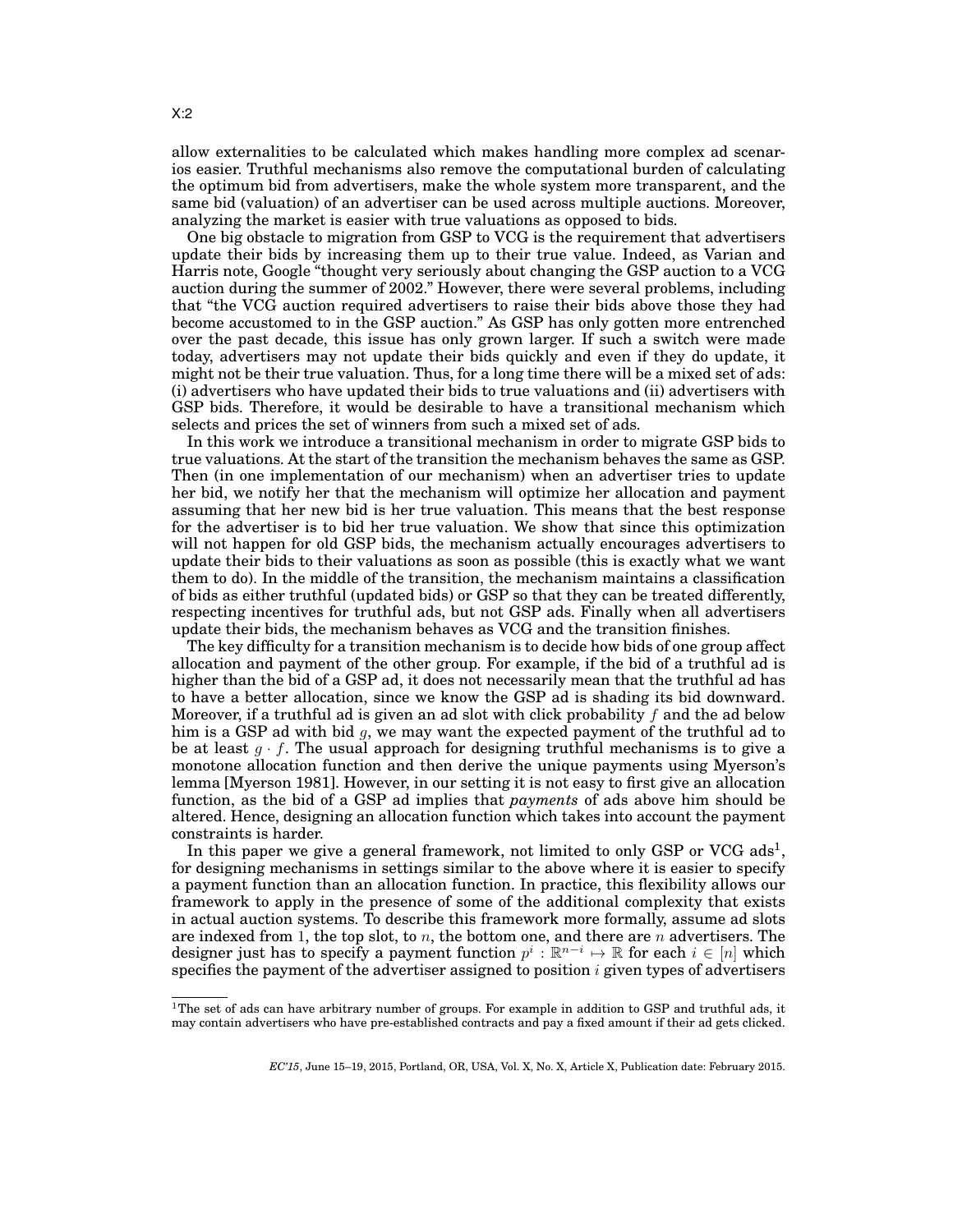allow externalities to be calculated which makes handling more complex ad scenarios easier. Truthful mechanisms also remove the computational burden of calculating the optimum bid from advertisers, make the whole system more transparent, and the same bid (valuation) of an advertiser can be used across multiple auctions. Moreover, analyzing the market is easier with true valuations as opposed to bids.

One big obstacle to migration from GSP to VCG is the requirement that advertisers update their bids by increasing them up to their true value. Indeed, as Varian and Harris note, Google "thought very seriously about changing the GSP auction to a VCG auction during the summer of 2002." However, there were several problems, including that "the VCG auction required advertisers to raise their bids above those they had become accustomed to in the GSP auction." As GSP has only gotten more entrenched over the past decade, this issue has only grown larger. If such a switch were made today, advertisers may not update their bids quickly and even if they do update, it might not be their true valuation. Thus, for a long time there will be a mixed set of ads: (i) advertisers who have updated their bids to true valuations and (ii) advertisers with GSP bids. Therefore, it would be desirable to have a transitional mechanism which selects and prices the set of winners from such a mixed set of ads.

In this work we introduce a transitional mechanism in order to migrate GSP bids to true valuations. At the start of the transition the mechanism behaves the same as GSP. Then (in one implementation of our mechanism) when an advertiser tries to update her bid, we notify her that the mechanism will optimize her allocation and payment assuming that her new bid is her true valuation. This means that the best response for the advertiser is to bid her true valuation. We show that since this optimization will not happen for old GSP bids, the mechanism actually encourages advertisers to update their bids to their valuations as soon as possible (this is exactly what we want them to do). In the middle of the transition, the mechanism maintains a classification of bids as either truthful (updated bids) or GSP so that they can be treated differently, respecting incentives for truthful ads, but not GSP ads. Finally when all advertisers update their bids, the mechanism behaves as VCG and the transition finishes.

The key difficulty for a transition mechanism is to decide how bids of one group affect allocation and payment of the other group. For example, if the bid of a truthful ad is higher than the bid of a GSP ad, it does not necessarily mean that the truthful ad has to have a better allocation, since we know the GSP ad is shading its bid downward. Moreover, if a truthful ad is given an ad slot with click probability $f$ and the ad below him is a GSP ad with bid $g$, we may want the expected payment of the truthful ad to be at least $g \cdot f$. The usual approach for designing truthful mechanisms is to give a monotone allocation function and then derive the unique payments using Myerson's lemma [Myerson 1981]. However, in our setting it is not easy to first give an allocation function, as the bid of a GSP ad implies that *payments* of ads above him should be altered. Hence, designing an allocation function which takes into account the payment constraints is harder.

In this paper we give a general framework, not limited to only GSP or VCG ads[1], for designing mechanisms in settings similar to the above where it is easier to specify a payment function than an allocation function. In practice, this flexibility allows our framework to apply in the presence of some of the additional complexity that exists in actual auction systems. To describe this framework more formally, assume ad slots are indexed from 1, the top slot, to $n$, the bottom one, and there are $n$ advertisers. The designer just has to specify a payment function $p^i : \mathbb{R}^{n-i} \mapsto \mathbb{R}$ for each $i \in [n]$ which specifies the payment of the advertiser assigned to position $i$ given types of advertisers

[1]The set of ads can have arbitrary number of groups. For example in addition to GSP and truthful ads, it may contain advertisers who have pre-established contracts and pay a fixed amount if their ad gets clicked.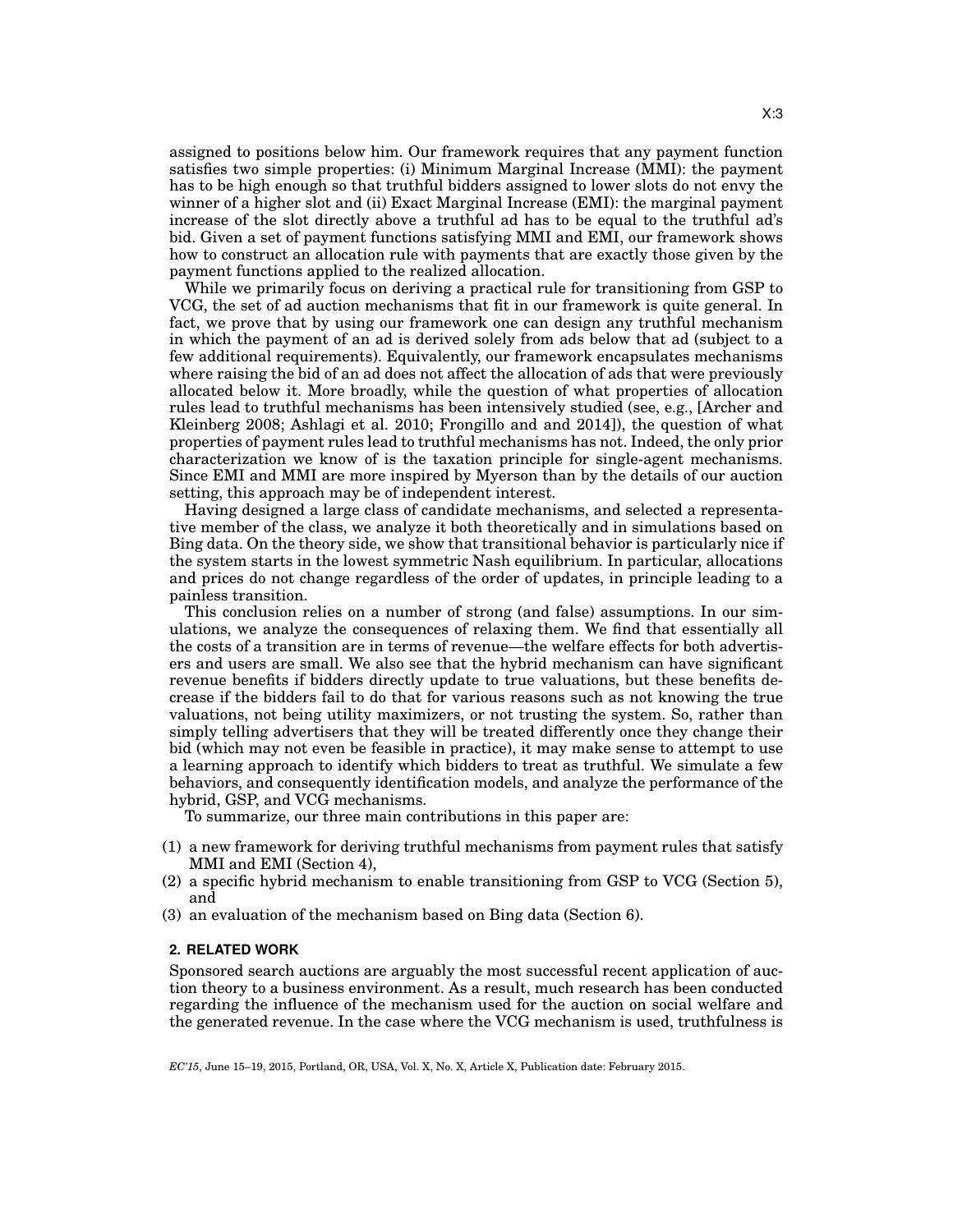assigned to positions below him. Our framework requires that any payment function satisfies two simple properties: (i) Minimum Marginal Increase (MMI): the payment has to be high enough so that truthful bidders assigned to lower slots do not envy the winner of a higher slot and (ii) Exact Marginal Increase (EMI): the marginal payment increase of the slot directly above a truthful ad has to be equal to the truthful ad's bid. Given a set of payment functions satisfying MMI and EMI, our framework shows how to construct an allocation rule with payments that are exactly those given by the payment functions applied to the realized allocation.

While we primarily focus on deriving a practical rule for transitioning from GSP to VCG, the set of ad auction mechanisms that fit in our framework is quite general. In fact, we prove that by using our framework one can design any truthful mechanism in which the payment of an ad is derived solely from ads below that ad (subject to a few additional requirements). Equivalently, our framework encapsulates mechanisms where raising the bid of an ad does not affect the allocation of ads that were previously allocated below it. More broadly, while the question of what properties of allocation rules lead to truthful mechanisms has been intensively studied (see, e.g., [Archer and Kleinberg 2008; Ashlagi et al. 2010; Frongillo and and 2014]), the question of what properties of payment rules lead to truthful mechanisms has not. Indeed, the only prior characterization we know of is the taxation principle for single-agent mechanisms. Since EMI and MMI are more inspired by Myerson than by the details of our auction setting, this approach may be of independent interest.

Having designed a large class of candidate mechanisms, and selected a representative member of the class, we analyze it both theoretically and in simulations based on Bing data. On the theory side, we show that transitional behavior is particularly nice if the system starts in the lowest symmetric Nash equilibrium. In particular, allocations and prices do not change regardless of the order of updates, in principle leading to a painless transition.

This conclusion relies on a number of strong (and false) assumptions. In our simulations, we analyze the consequences of relaxing them. We find that essentially all the costs of a transition are in terms of revenue—the welfare effects for both advertisers and users are small. We also see that the hybrid mechanism can have significant revenue benefits if bidders directly update to true valuations, but these benefits decrease if the bidders fail to do that for various reasons such as not knowing the true valuations, not being utility maximizers, or not trusting the system. So, rather than simply telling advertisers that they will be treated differently once they change their bid (which may not even be feasible in practice), it may make sense to attempt to use a learning approach to identify which bidders to treat as truthful. We simulate a few behaviors, and consequently identification models, and analyze the performance of the hybrid, GSP, and VCG mechanisms.

To summarize, our three main contributions in this paper are:

(1) a new framework for deriving truthful mechanisms from payment rules that satisfy MMI and EMI (Section 4),
(2) a specific hybrid mechanism to enable transitioning from GSP to VCG (Section 5), and
(3) an evaluation of the mechanism based on Bing data (Section 6).

## 2. RELATED WORK

Sponsored search auctions are arguably the most successful recent application of auction theory to a business environment. As a result, much research has been conducted regarding the influence of the mechanism used for the auction on social welfare and the generated revenue. In the case where the VCG mechanism is used, truthfulness is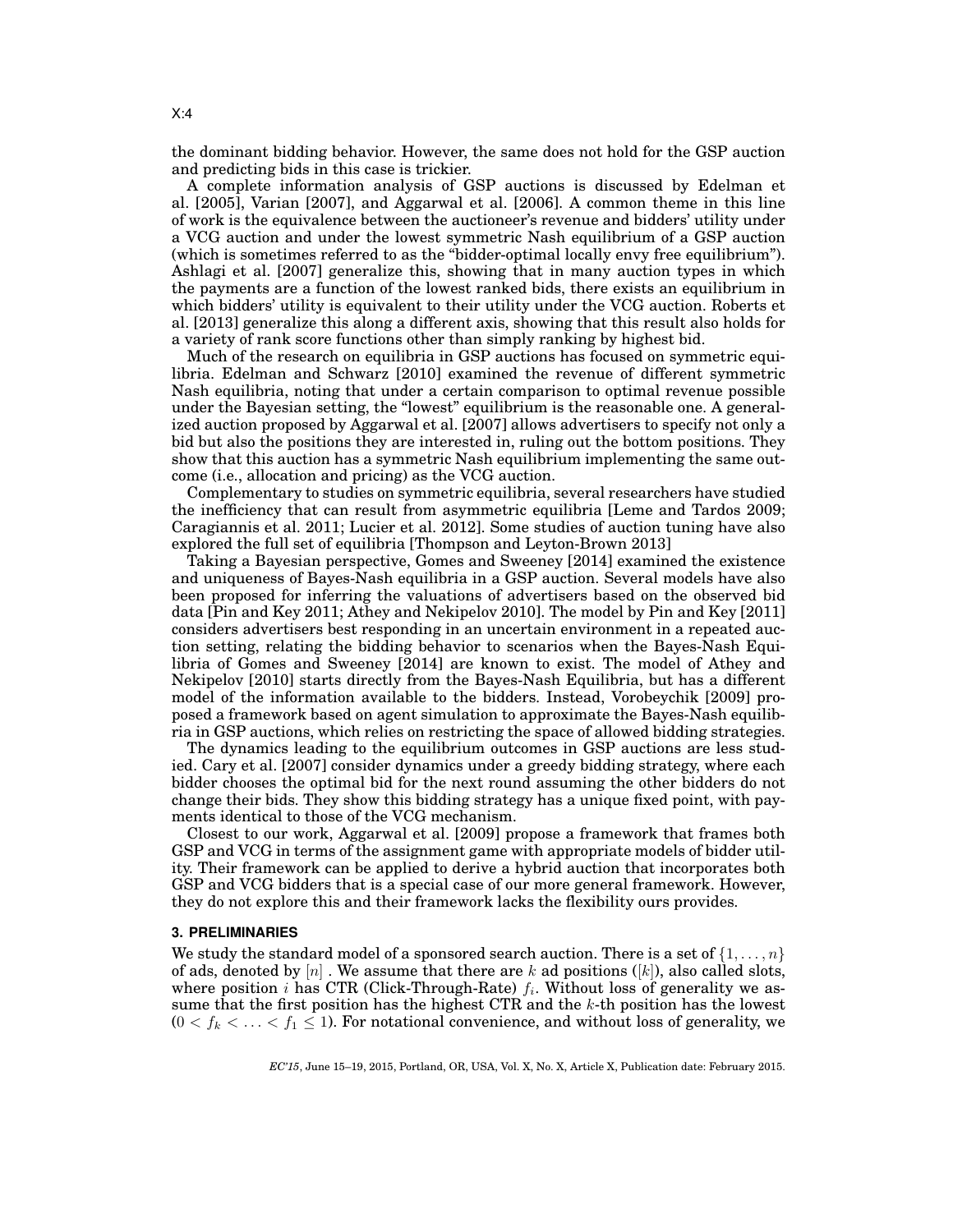the dominant bidding behavior. However, the same does not hold for the GSP auction and predicting bids in this case is trickier.

A complete information analysis of GSP auctions is discussed by Edelman et al. [2005], Varian [2007], and Aggarwal et al. [2006]. A common theme in this line of work is the equivalence between the auctioneer's revenue and bidders' utility under a VCG auction and under the lowest symmetric Nash equilibrium of a GSP auction (which is sometimes referred to as the "bidder-optimal locally envy free equilibrium"). Ashlagi et al. [2007] generalize this, showing that in many auction types in which the payments are a function of the lowest ranked bids, there exists an equilibrium in which bidders' utility is equivalent to their utility under the VCG auction. Roberts et al. [2013] generalize this along a different axis, showing that this result also holds for a variety of rank score functions other than simply ranking by highest bid.

Much of the research on equilibria in GSP auctions has focused on symmetric equilibria. Edelman and Schwarz [2010] examined the revenue of different symmetric Nash equilibria, noting that under a certain comparison to optimal revenue possible under the Bayesian setting, the "lowest" equilibrium is the reasonable one. A generalized auction proposed by Aggarwal et al. [2007] allows advertisers to specify not only a bid but also the positions they are interested in, ruling out the bottom positions. They show that this auction has a symmetric Nash equilibrium implementing the same outcome (i.e., allocation and pricing) as the VCG auction.

Complementary to studies on symmetric equilibria, several researchers have studied the inefficiency that can result from asymmetric equilibria [Leme and Tardos 2009; Caragiannis et al. 2011; Lucier et al. 2012]. Some studies of auction tuning have also explored the full set of equilibria [Thompson and Leyton-Brown 2013]

Taking a Bayesian perspective, Gomes and Sweeney [2014] examined the existence and uniqueness of Bayes-Nash equilibria in a GSP auction. Several models have also been proposed for inferring the valuations of advertisers based on the observed bid data [Pin and Key 2011; Athey and Nekipelov 2010]. The model by Pin and Key [2011] considers advertisers best responding in an uncertain environment in a repeated auction setting, relating the bidding behavior to scenarios when the Bayes-Nash Equilibria of Gomes and Sweeney [2014] are known to exist. The model of Athey and Nekipelov [2010] starts directly from the Bayes-Nash Equilibria, but has a different model of the information available to the bidders. Instead, Vorobeychik [2009] proposed a framework based on agent simulation to approximate the Bayes-Nash equilibria in GSP auctions, which relies on restricting the space of allowed bidding strategies.

The dynamics leading to the equilibrium outcomes in GSP auctions are less studied. Cary et al. [2007] consider dynamics under a greedy bidding strategy, where each bidder chooses the optimal bid for the next round assuming the other bidders do not change their bids. They show this bidding strategy has a unique fixed point, with payments identical to those of the VCG mechanism.

Closest to our work, Aggarwal et al. [2009] propose a framework that frames both GSP and VCG in terms of the assignment game with appropriate models of bidder utility. Their framework can be applied to derive a hybrid auction that incorporates both GSP and VCG bidders that is a special case of our more general framework. However, they do not explore this and their framework lacks the flexibility ours provides.

## 3. PRELIMINARIES

We study the standard model of a sponsored search auction. There is a set of $\{1, \ldots, n\}$ of ads, denoted by $[n]$ . We assume that there are $k$ ad positions ($[k]$), also called slots, where position $i$ has CTR (Click-Through-Rate) $f_i$. Without loss of generality we assume that the first position has the highest CTR and the $k$-th position has the lowest ($0 < f_k < \ldots < f_1 \leq 1$). For notational convenience, and without loss of generality, we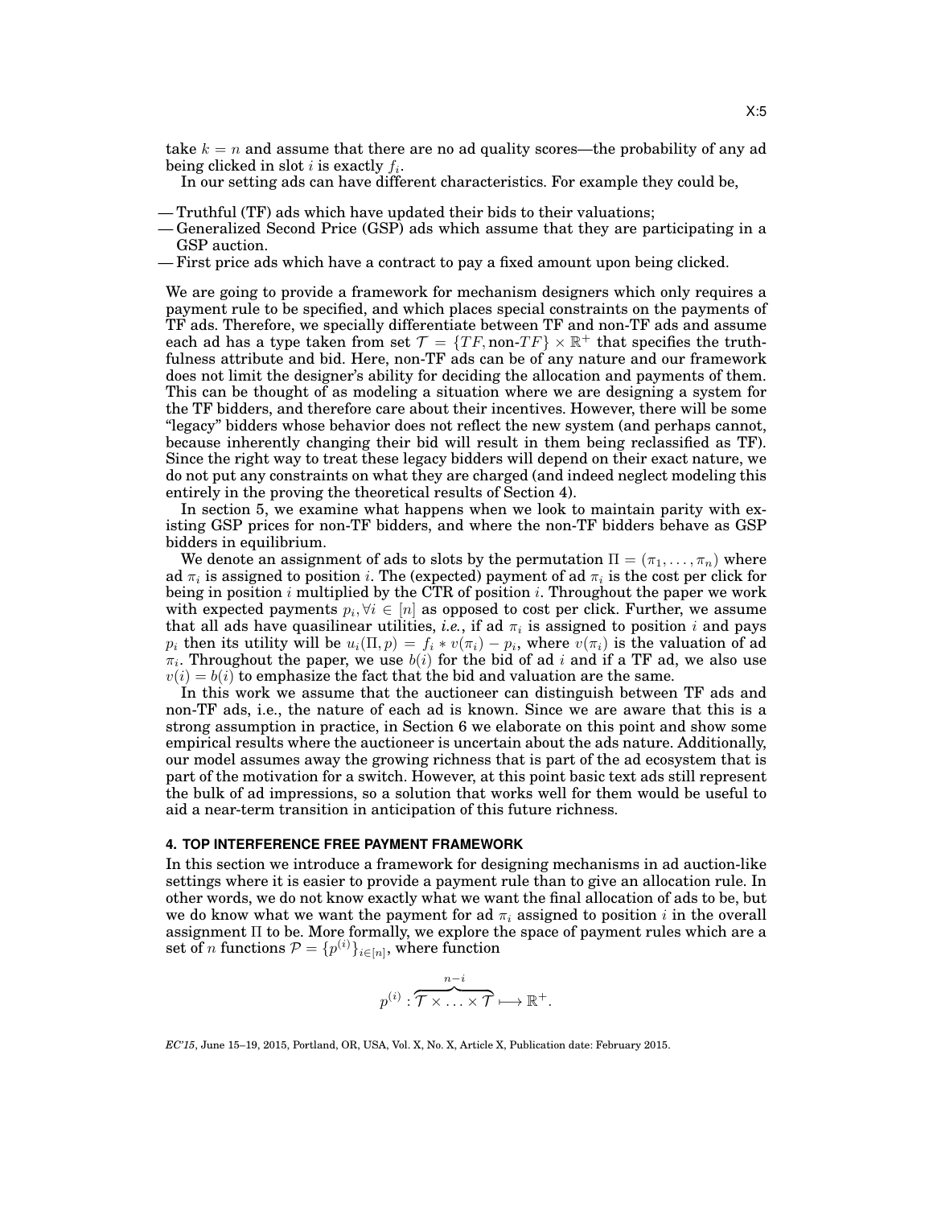take $k = n$ and assume that there are no ad quality scores—the probability of any ad being clicked in slot $i$ is exactly $f_i$.

In our setting ads can have different characteristics. For example they could be,

- Truthful (TF) ads which have updated their bids to their valuations;
- Generalized Second Price (GSP) ads which assume that they are participating in a GSP auction.
- First price ads which have a contract to pay a fixed amount upon being clicked.

We are going to provide a framework for mechanism designers which only requires a payment rule to be specified, and which places special constraints on the payments of TF ads. Therefore, we specially differentiate between TF and non-TF ads and assume each ad has a type taken from set $\mathcal{T} = \{TF, \text{non-}TF\} \times \mathbb{R}^+$ that specifies the truthfulness attribute and bid. Here, non-TF ads can be of any nature and our framework does not limit the designer's ability for deciding the allocation and payments of them. This can be thought of as modeling a situation where we are designing a system for the TF bidders, and therefore care about their incentives. However, there will be some "legacy" bidders whose behavior does not reflect the new system (and perhaps cannot, because inherently changing their bid will result in them being reclassified as TF). Since the right way to treat these legacy bidders will depend on their exact nature, we do not put any constraints on what they are charged (and indeed neglect modeling this entirely in the proving the theoretical results of Section 4).

In section 5, we examine what happens when we look to maintain parity with existing GSP prices for non-TF bidders, and where the non-TF bidders behave as GSP bidders in equilibrium.

We denote an assignment of ads to slots by the permutation $\Pi = (\pi_1, \ldots, \pi_n)$ where ad $\pi_i$ is assigned to position $i$. The (expected) payment of ad $\pi_i$ is the cost per click for being in position $i$ multiplied by the CTR of position $i$. Throughout the paper we work with expected payments $p_i, \forall i \in [n]$ as opposed to cost per click. Further, we assume that all ads have quasilinear utilities, *i.e.*, if ad $\pi_i$ is assigned to position $i$ and pays $p_i$ then its utility will be $u_i(\Pi, p) = f_i * v(\pi_i) - p_i$, where $v(\pi_i)$ is the valuation of ad $\pi_i$. Throughout the paper, we use $b(i)$ for the bid of ad $i$ and if a TF ad, we also use $v(i) = b(i)$ to emphasize the fact that the bid and valuation are the same.

In this work we assume that the auctioneer can distinguish between TF ads and non-TF ads, i.e., the nature of each ad is known. Since we are aware that this is a strong assumption in practice, in Section 6 we elaborate on this point and show some empirical results where the auctioneer is uncertain about the ads nature. Additionally, our model assumes away the growing richness that is part of the ad ecosystem that is part of the motivation for a switch. However, at this point basic text ads still represent the bulk of ad impressions, so a solution that works well for them would be useful to aid a near-term transition in anticipation of this future richness.

#### 4. TOP INTERFERENCE FREE PAYMENT FRAMEWORK

In this section we introduce a framework for designing mechanisms in ad auction-like settings where it is easier to provide a payment rule than to give an allocation rule. In other words, we do not know exactly what we want the final allocation of ads to be, but we do know what we want the payment for ad $\pi_i$ assigned to position $i$ in the overall assignment $\Pi$ to be. More formally, we explore the space of payment rules which are a set of $n$ functions $\mathcal{P} = \{p^{(i)}\}_{i \in [n]}$, where function

$$p^{(i)} : \overbrace{\mathcal{T} \times \ldots \times \mathcal{T}}^{n-i} \longmapsto \mathbb{R}^+.$$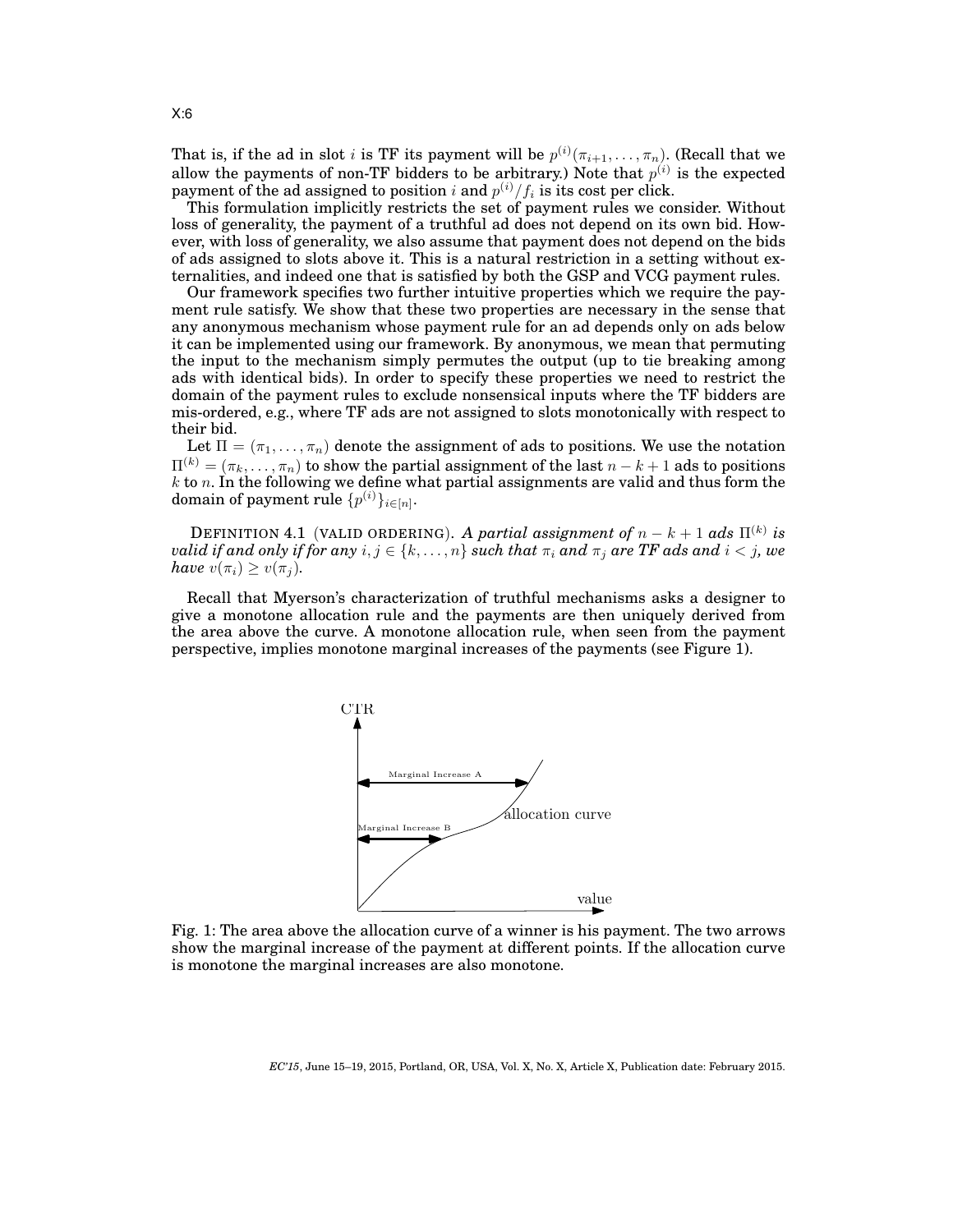That is, if the ad in slot $i$ is TF its payment will be $p^{(i)}(\pi_{i+1}, \ldots, \pi_n)$. (Recall that we allow the payments of non-TF bidders to be arbitrary.) Note that $p^{(i)}$ is the expected payment of the ad assigned to position $i$ and $p^{(i)}/f_i$ is its cost per click.

This formulation implicitly restricts the set of payment rules we consider. Without loss of generality, the payment of a truthful ad does not depend on its own bid. However, with loss of generality, we also assume that payment does not depend on the bids of ads assigned to slots above it. This is a natural restriction in a setting without externalities, and indeed one that is satisfied by both the GSP and VCG payment rules.

Our framework specifies two further intuitive properties which we require the payment rule satisfy. We show that these two properties are necessary in the sense that any anonymous mechanism whose payment rule for an ad depends only on ads below it can be implemented using our framework. By anonymous, we mean that permuting the input to the mechanism simply permutes the output (up to tie breaking among ads with identical bids). In order to specify these properties we need to restrict the domain of the payment rules to exclude nonsensical inputs where the TF bidders are mis-ordered, e.g., where TF ads are not assigned to slots monotonically with respect to their bid.

Let $\Pi = (\pi_1, \ldots, \pi_n)$ denote the assignment of ads to positions. We use the notation $\Pi^{(k)} = (\pi_k, \ldots, \pi_n)$ to show the partial assignment of the last $n - k + 1$ ads to positions $k$ to $n$. In the following we define what partial assignments are valid and thus form the domain of payment rule $\{p^{(i)}\}_{i \in [n]}$.

DEFINITION 4.1 (VALID ORDERING). *A partial assignment of $n - k + 1$ ads $\Pi^{(k)}$ is valid if and only if for any $i, j \in \{k, \ldots, n\}$ such that $\pi_i$ and $\pi_j$ are TF ads and $i < j$, we have $v(\pi_i) \geq v(\pi_j)$.*

Recall that Myerson's characterization of truthful mechanisms asks a designer to give a monotone allocation rule and the payments are then uniquely derived from the area above the curve. A monotone allocation rule, when seen from the payment perspective, implies monotone marginal increases of the payments (see Figure 1).

CTR

Marginal Increase A

Marginal Increase B

allocation curve

value

Fig. 1: The area above the allocation curve of a winner is his payment. The two arrows show the marginal increase of the payment at different points. If the allocation curve is monotone the marginal increases are also monotone.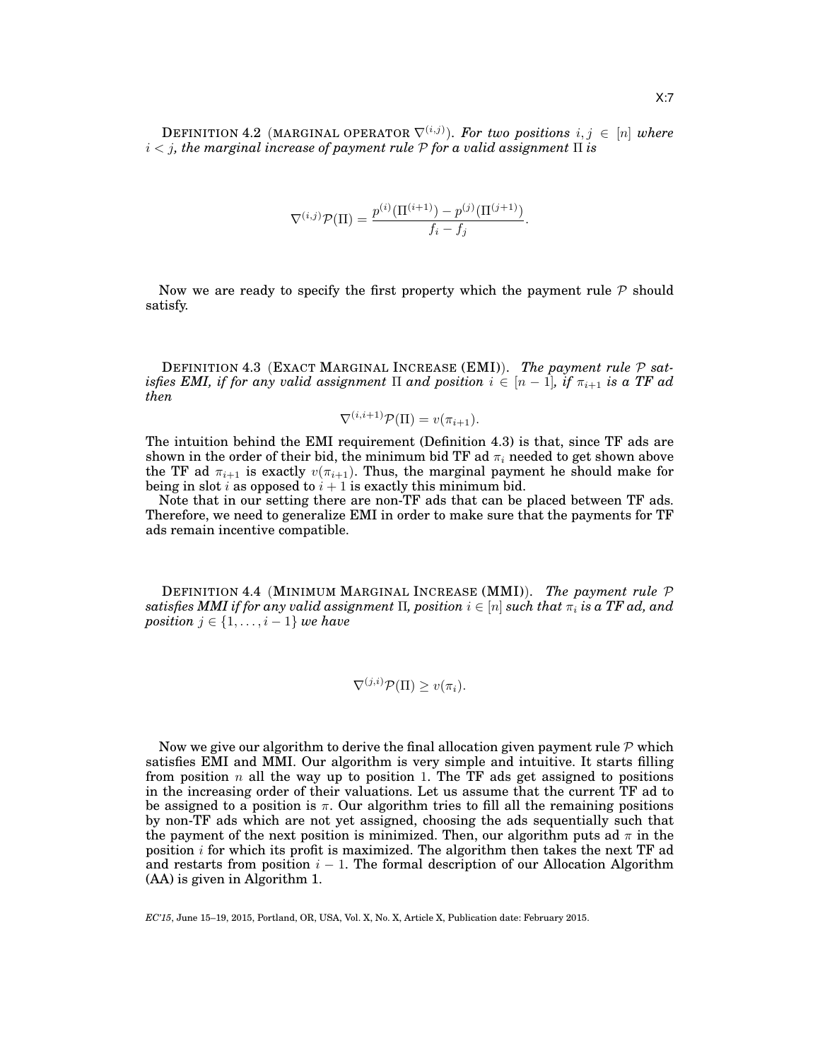DEFINITION 4.2 (MARGINAL OPERATOR $\nabla^{(i,j)}$). *For two positions $i, j \in [n]$ where $i < j$, the marginal increase of payment rule $\mathcal{P}$ for a valid assignment $\Pi$ is*

$$\nabla^{(i,j)}\mathcal{P}(\Pi) = \frac{p^{(i)}(\Pi^{(i+1)}) - p^{(j)}(\Pi^{(j+1)})}{f_i - f_j}.$$

Now we are ready to specify the first property which the payment rule $\mathcal{P}$ should satisfy.

DEFINITION 4.3 (EXACT MARGINAL INCREASE (EMI)). *The payment rule $\mathcal{P}$ satisfies EMI, if for any valid assignment $\Pi$ and position $i \in [n-1]$, if $\pi_{i+1}$ is a TF ad then*

$$\nabla^{(i,i+1)}\mathcal{P}(\Pi) = v(\pi_{i+1}).$$

The intuition behind the EMI requirement (Definition 4.3) is that, since TF ads are shown in the order of their bid, the minimum bid TF ad $\pi_i$ needed to get shown above the TF ad $\pi_{i+1}$ is exactly $v(\pi_{i+1})$. Thus, the marginal payment he should make for being in slot $i$ as opposed to $i+1$ is exactly this minimum bid.

Note that in our setting there are non-TF ads that can be placed between TF ads. Therefore, we need to generalize EMI in order to make sure that the payments for TF ads remain incentive compatible.

DEFINITION 4.4 (MINIMUM MARGINAL INCREASE (MMI)). *The payment rule $\mathcal{P}$ satisfies MMI if for any valid assignment $\Pi$, position $i \in [n]$ such that $\pi_i$ is a TF ad, and position $j \in \{1, \ldots, i-1\}$ we have*

$$\nabla^{(j,i)}\mathcal{P}(\Pi) \geq v(\pi_i).$$

Now we give our algorithm to derive the final allocation given payment rule $\mathcal{P}$ which satisfies EMI and MMI. Our algorithm is very simple and intuitive. It starts filling from position $n$ all the way up to position 1. The TF ads get assigned to positions in the increasing order of their valuations. Let us assume that the current TF ad to be assigned to a position is $\pi$. Our algorithm tries to fill all the remaining positions by non-TF ads which are not yet assigned, choosing the ads sequentially such that the payment of the next position is minimized. Then, our algorithm puts ad $\pi$ in the position $i$ for which its profit is maximized. The algorithm then takes the next TF ad and restarts from position $i-1$. The formal description of our Allocation Algorithm (AA) is given in Algorithm 1.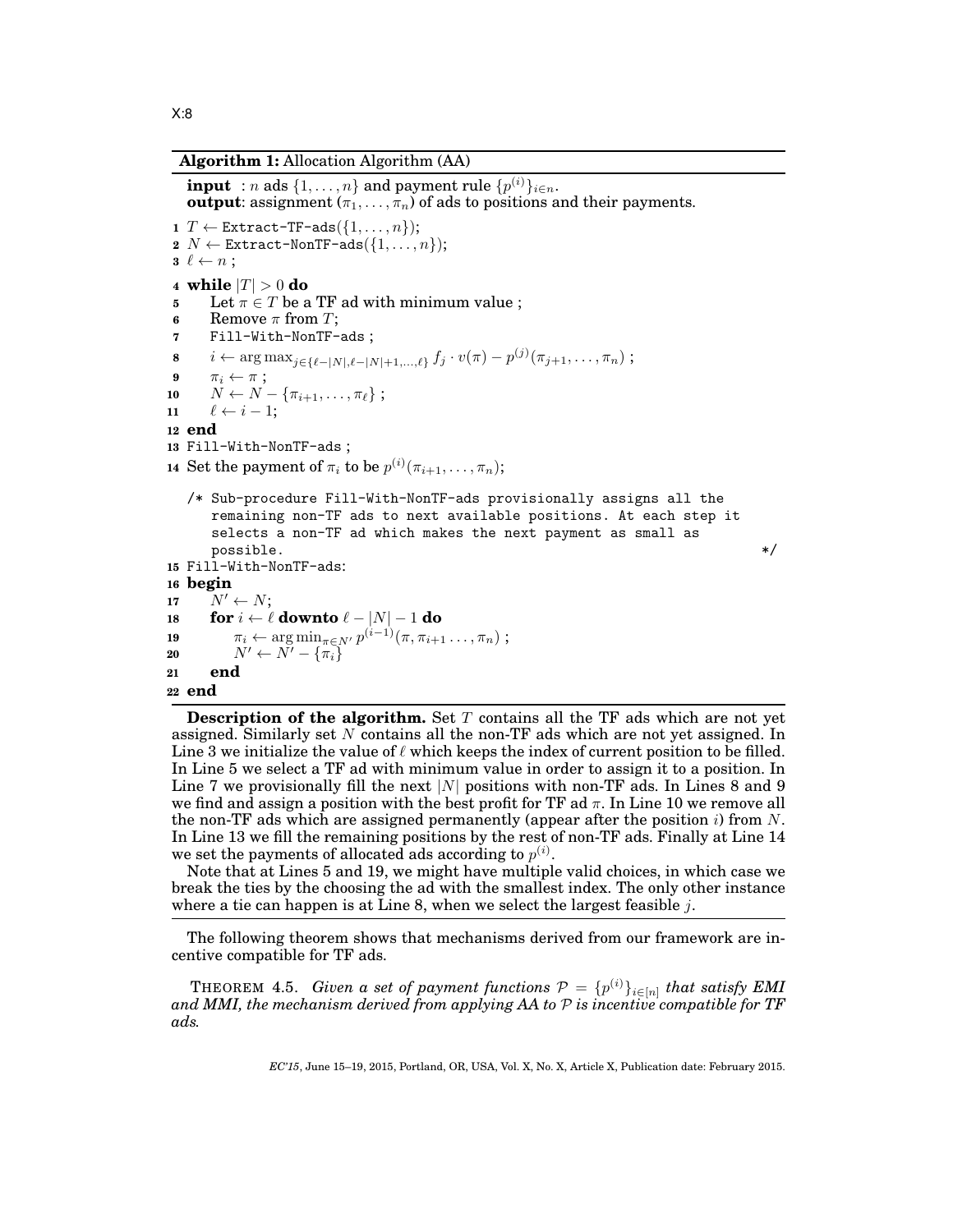**Algorithm 1:** Allocation Algorithm (AA)

**input** : $n$ ads $\{1,\ldots,n\}$ and payment rule $\{p^{(i)}\}_{i\in n}$.
**output**: assignment $(\pi_1,\ldots,\pi_n)$ of ads to positions and their payments.

```
1  T ← Extract-TF-ads({1,...,n});
2  N ← Extract-NonTF-ads({1,...,n});
3  ℓ ← n ;
4  while |T| > 0 do
5      Let π ∈ T be a TF ad with minimum value ;
6      Remove π from T;
7      Fill-With-NonTF-ads ;
8      i ← argmax_{j∈{ℓ−|N|,ℓ−|N|+1,...,ℓ}} f_j · v(π) − p^(j)(π_{j+1},...,π_n) ;
9      π_i ← π ;
10     N ← N − {π_{i+1},...,π_ℓ} ;
11     ℓ ← i − 1;
12 end
13 Fill-With-NonTF-ads ;
14 Set the payment of π_i to be p^(i)(π_{i+1},...,π_n);

   /* Sub-procedure Fill-With-NonTF-ads provisionally assigns all the
      remaining non-TF ads to next available positions. At each step it
      selects a non-TF ad which makes the next payment as small as
      possible.                                                        */
15 Fill-With-NonTF-ads:
16 begin
17     N′ ← N;
18     for i ← ℓ downto ℓ − |N| − 1 do
19         π_i ← argmin_{π∈N′} p^(i−1)(π, π_{i+1},...,π_n) ;
20         N′ ← N′ − {π_i}
21     end
22 end
```

**Description of the algorithm.** Set $T$ contains all the TF ads which are not yet assigned. Similarly set $N$ contains all the non-TF ads which are not yet assigned. In Line 3 we initialize the value of $\ell$ which keeps the index of current position to be filled. In Line 5 we select a TF ad with minimum value in order to assign it to a position. In Line 7 we provisionally fill the next $|N|$ positions with non-TF ads. In Lines 8 and 9 we find and assign a position with the best profit for TF ad $\pi$. In Line 10 we remove all the non-TF ads which are assigned permanently (appear after the position $i$) from $N$. In Line 13 we fill the remaining positions by the rest of non-TF ads. Finally at Line 14 we set the payments of allocated ads according to $p^{(i)}$.

Note that at Lines 5 and 19, we might have multiple valid choices, in which case we break the ties by the choosing the ad with the smallest index. The only other instance where a tie can happen is at Line 8, when we select the largest feasible $j$.

The following theorem shows that mechanisms derived from our framework are incentive compatible for TF ads.

THEOREM 4.5. *Given a set of payment functions $\mathcal{P} = \{p^{(i)}\}_{i\in[n]}$ that satisfy EMI and MMI, the mechanism derived from applying AA to $\mathcal{P}$ is incentive compatible for TF ads.*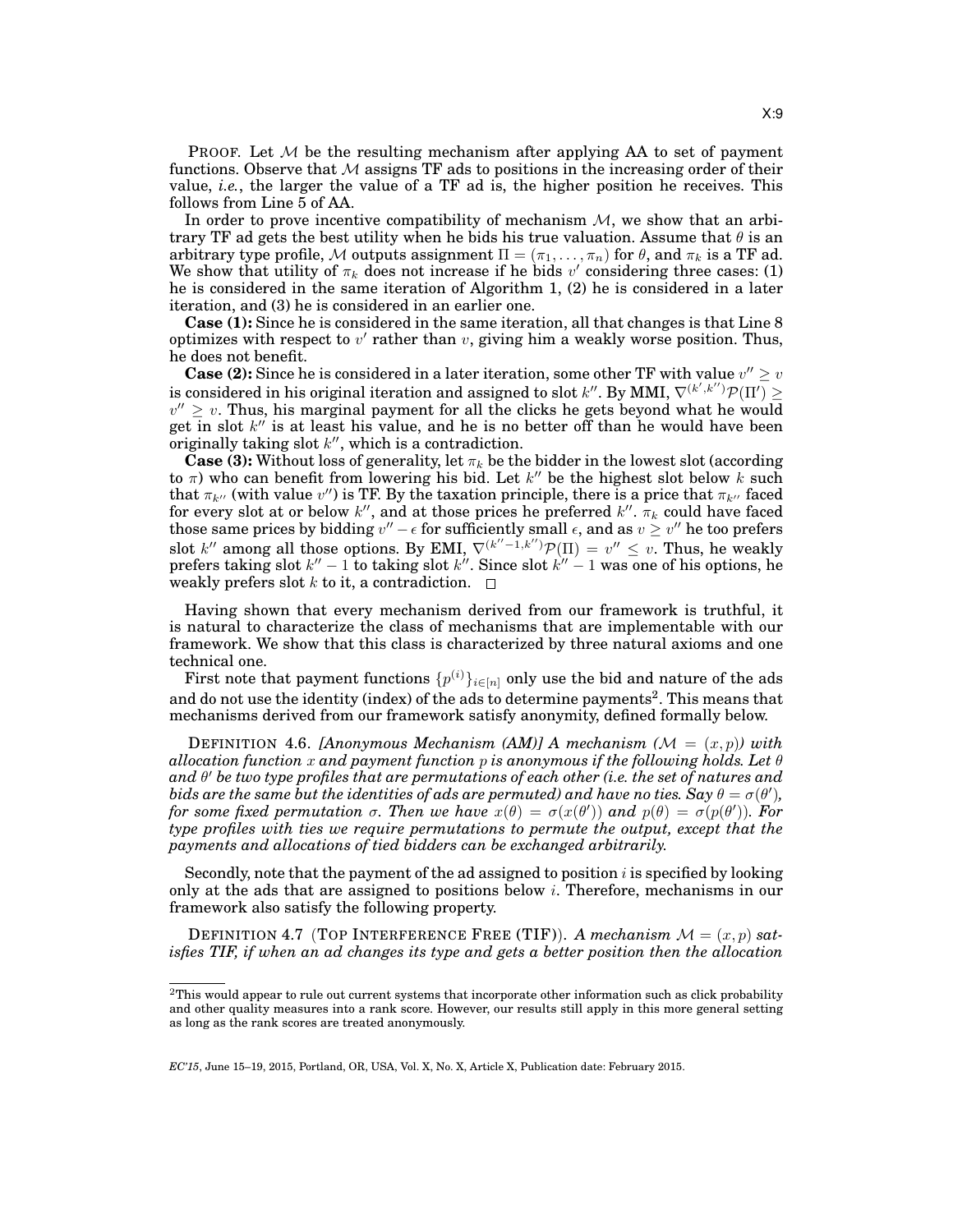PROOF. Let $\mathcal{M}$ be the resulting mechanism after applying AA to set of payment functions. Observe that $\mathcal{M}$ assigns TF ads to positions in the increasing order of their value, *i.e.*, the larger the value of a TF ad is, the higher position he receives. This follows from Line 5 of AA.

In order to prove incentive compatibility of mechanism $\mathcal{M}$, we show that an arbitrary TF ad gets the best utility when he bids his true valuation. Assume that $\theta$ is an arbitrary type profile, $\mathcal{M}$ outputs assignment $\Pi = (\pi_1, \ldots, \pi_n)$ for $\theta$, and $\pi_k$ is a TF ad. We show that utility of $\pi_k$ does not increase if he bids $v'$ considering three cases: (1) he is considered in the same iteration of Algorithm 1, (2) he is considered in a later iteration, and (3) he is considered in an earlier one.

**Case (1):** Since he is considered in the same iteration, all that changes is that Line 8 optimizes with respect to $v'$ rather than $v$, giving him a weakly worse position. Thus, he does not benefit.

**Case (2):** Since he is considered in a later iteration, some other TF with value $v'' \geq v$ is considered in his original iteration and assigned to slot $k''$. By MMI, $\nabla^{(k',k'')}\mathcal{P}(\Pi') \geq v'' \geq v$. Thus, his marginal payment for all the clicks he gets beyond what he would get in slot $k''$ is at least his value, and he is no better off than he would have been originally taking slot $k''$, which is a contradiction.

**Case (3):** Without loss of generality, let $\pi_k$ be the bidder in the lowest slot (according to $\pi$) who can benefit from lowering his bid. Let $k''$ be the highest slot below $k$ such that $\pi_{k''}$ (with value $v''$) is TF. By the taxation principle, there is a price that $\pi_{k''}$ faced for every slot at or below $k''$, and at those prices he preferred $k''$. $\pi_k$ could have faced those same prices by bidding $v'' - \epsilon$ for sufficiently small $\epsilon$, and as $v \geq v''$ he too prefers slot $k''$ among all those options. By EMI, $\nabla^{(k''-1,k'')}\mathcal{P}(\Pi) = v'' \leq v$. Thus, he weakly prefers taking slot $k''-1$ to taking slot $k''$. Since slot $k''-1$ was one of his options, he weakly prefers slot $k$ to it, a contradiction. □

Having shown that every mechanism derived from our framework is truthful, it is natural to characterize the class of mechanisms that are implementable with our framework. We show that this class is characterized by three natural axioms and one technical one.

First note that payment functions $\{p^{(i)}\}_{i\in[n]}$ only use the bid and nature of the ads and do not use the identity (index) of the ads to determine payments[2]. This means that mechanisms derived from our framework satisfy anonymity, defined formally below.

DEFINITION 4.6. *[Anonymous Mechanism (AM)] A mechanism ($\mathcal{M} = (x, p)$) with allocation function $x$ and payment function $p$ is anonymous if the following holds. Let $\theta$ and $\theta'$ be two type profiles that are permutations of each other (i.e. the set of natures and bids are the same but the identities of ads are permuted) and have no ties. Say $\theta = \sigma(\theta')$, for some fixed permutation $\sigma$. Then we have $x(\theta) = \sigma(x(\theta'))$ and $p(\theta) = \sigma(p(\theta'))$. For type profiles with ties we require permutations to permute the output, except that the payments and allocations of tied bidders can be exchanged arbitrarily.*

Secondly, note that the payment of the ad assigned to position $i$ is specified by looking only at the ads that are assigned to positions below $i$. Therefore, mechanisms in our framework also satisfy the following property.

DEFINITION 4.7 (TOP INTERFERENCE FREE (TIF)). *A mechanism $\mathcal{M} = (x, p)$ satisfies TIF, if when an ad changes its type and gets a better position then the allocation*

[2]This would appear to rule out current systems that incorporate other information such as click probability and other quality measures into a rank score. However, our results still apply in this more general setting as long as the rank scores are treated anonymously.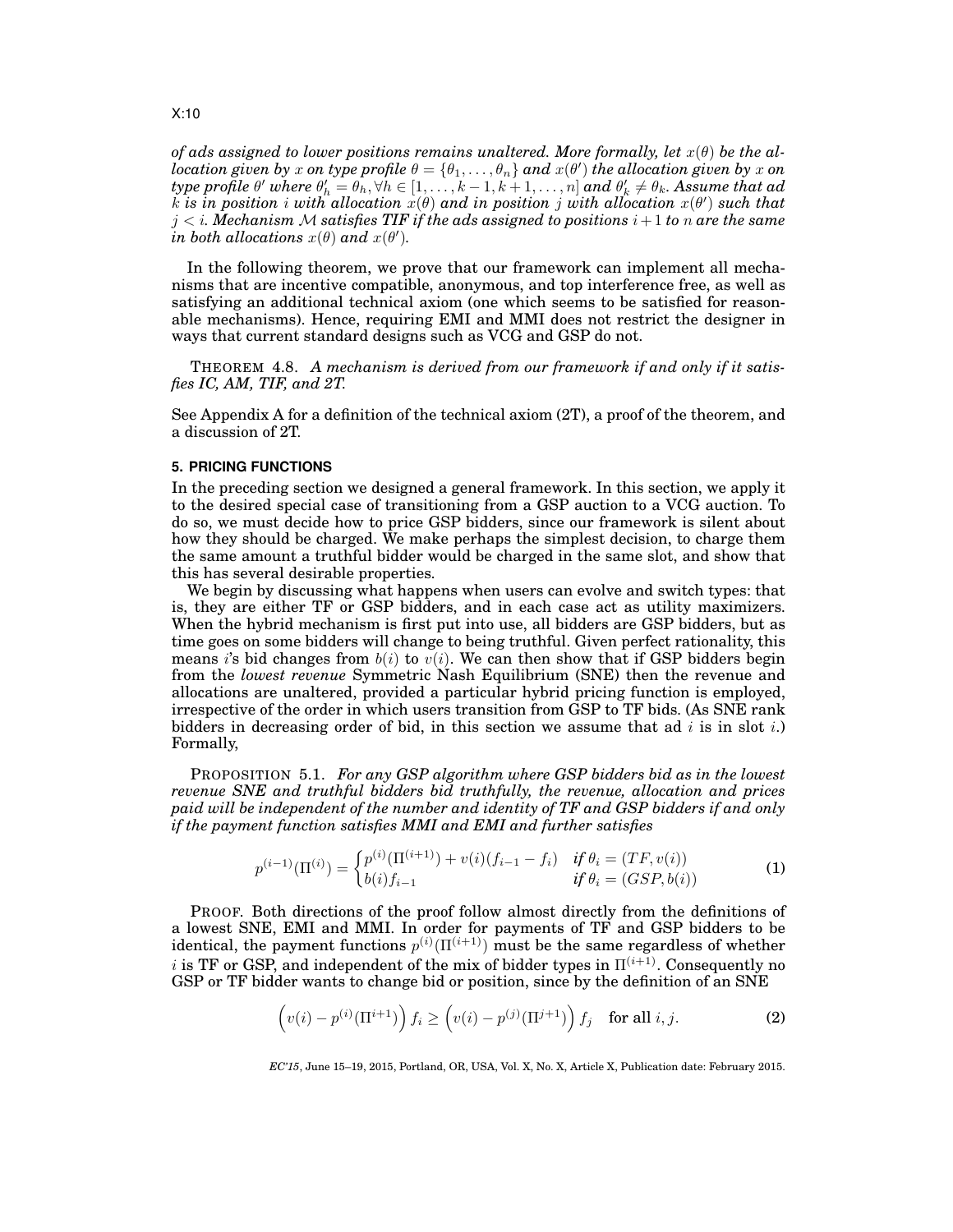*of ads assigned to lower positions remains unaltered. More formally, let $x(\theta)$ be the allocation given by $x$ on type profile $\theta = \{\theta_1, \dots, \theta_n\}$ and $x(\theta')$ the allocation given by $x$ on type profile $\theta'$ where $\theta'_h = \theta_h, \forall h \in [1, \dots, k-1, k+1, \dots, n]$ and $\theta'_k \neq \theta_k$. Assume that ad $k$ is in position $i$ with allocation $x(\theta)$ and in position $j$ with allocation $x(\theta')$ such that $j < i$. Mechanism $\mathcal{M}$ satisfies TIF if the ads assigned to positions $i+1$ to $n$ are the same in both allocations $x(\theta)$ and $x(\theta')$.*

In the following theorem, we prove that our framework can implement all mechanisms that are incentive compatible, anonymous, and top interference free, as well as satisfying an additional technical axiom (one which seems to be satisfied for reasonable mechanisms). Hence, requiring EMI and MMI does not restrict the designer in ways that current standard designs such as VCG and GSP do not.

THEOREM 4.8. *A mechanism is derived from our framework if and only if it satisfies IC, AM, TIF, and 2T.*

See Appendix A for a definition of the technical axiom (2T), a proof of the theorem, and a discussion of 2T.

## 5. PRICING FUNCTIONS

In the preceding section we designed a general framework. In this section, we apply it to the desired special case of transitioning from a GSP auction to a VCG auction. To do so, we must decide how to price GSP bidders, since our framework is silent about how they should be charged. We make perhaps the simplest decision, to charge them the same amount a truthful bidder would be charged in the same slot, and show that this has several desirable properties.

We begin by discussing what happens when users can evolve and switch types: that is, they are either TF or GSP bidders, and in each case act as utility maximizers. When the hybrid mechanism is first put into use, all bidders are GSP bidders, but as time goes on some bidders will change to being truthful. Given perfect rationality, this means $i$'s bid changes from $b(i)$ to $v(i)$. We can then show that if GSP bidders begin from the *lowest revenue* Symmetric Nash Equilibrium (SNE) then the revenue and allocations are unaltered, provided a particular hybrid pricing function is employed, irrespective of the order in which users transition from GSP to TF bids. (As SNE rank bidders in decreasing order of bid, in this section we assume that ad $i$ is in slot $i$.) Formally,

PROPOSITION 5.1. *For any GSP algorithm where GSP bidders bid as in the lowest revenue SNE and truthful bidders bid truthfully, the revenue, allocation and prices paid will be independent of the number and identity of TF and GSP bidders if and only if the payment function satisfies MMI and EMI and further satisfies*

$$p^{(i-1)}(\Pi^{(i)}) = \begin{cases} p^{(i)}(\Pi^{(i+1)}) + v(i)(f_{i-1} - f_i) & \text{if } \theta_i = (TF, v(i)) \\ b(i)f_{i-1} & \text{if } \theta_i = (GSP, b(i)) \end{cases} \quad (1)$$

PROOF. Both directions of the proof follow almost directly from the definitions of a lowest SNE, EMI and MMI. In order for payments of TF and GSP bidders to be identical, the payment functions $p^{(i)}(\Pi^{(i+1)})$ must be the same regardless of whether $i$ is TF or GSP, and independent of the mix of bidder types in $\Pi^{(i+1)}$. Consequently no GSP or TF bidder wants to change bid or position, since by the definition of an SNE

$$\left(v(i) - p^{(i)}(\Pi^{i+1})\right) f_i \geq \left(v(i) - p^{(j)}(\Pi^{j+1})\right) f_j \quad \text{for all } i, j. \quad (2)$$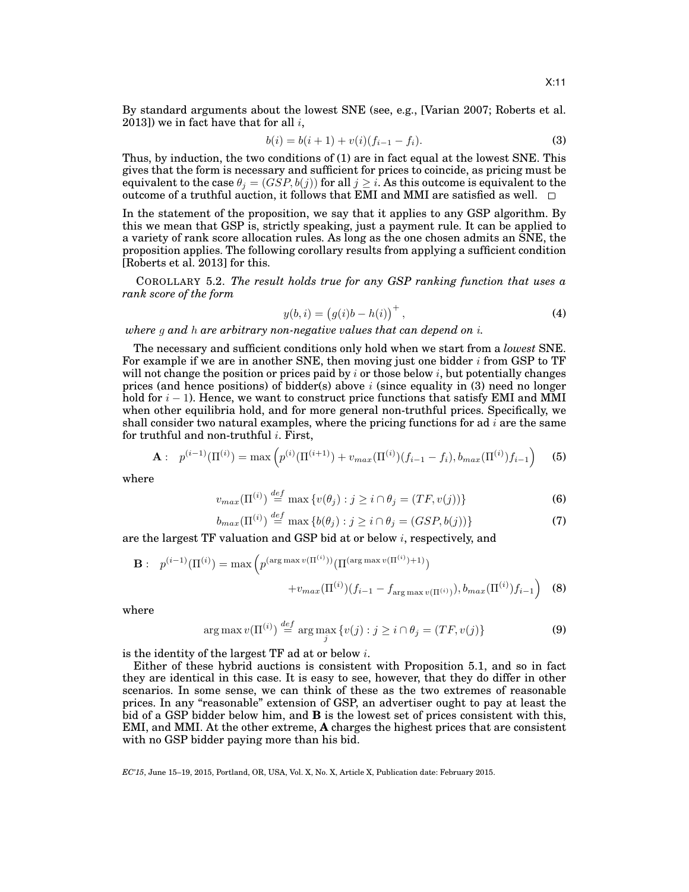By standard arguments about the lowest SNE (see, e.g., [Varian 2007; Roberts et al. 2013]) we in fact have that for all $i$,

$$b(i) = b(i+1) + v(i)(f_{i-1} - f_i). \tag{3}$$

Thus, by induction, the two conditions of (1) are in fact equal at the lowest SNE. This gives that the form is necessary and sufficient for prices to coincide, as pricing must be equivalent to the case $\theta_j = (GSP, b(j))$ for all $j \geq i$. As this outcome is equivalent to the outcome of a truthful auction, it follows that EMI and MMI are satisfied as well. □

In the statement of the proposition, we say that it applies to any GSP algorithm. By this we mean that GSP is, strictly speaking, just a payment rule. It can be applied to a variety of rank score allocation rules. As long as the one chosen admits an SNE, the proposition applies. The following corollary results from applying a sufficient condition [Roberts et al. 2013] for this.

COROLLARY 5.2. *The result holds true for any GSP ranking function that uses a rank score of the form*

$$y(b,i) = \big(g(i)b - h(i)\big)^+, \tag{4}$$

*where $g$ and $h$ are arbitrary non-negative values that can depend on $i$.*

The necessary and sufficient conditions only hold when we start from a *lowest* SNE. For example if we are in another SNE, then moving just one bidder $i$ from GSP to TF will not change the position or prices paid by $i$ or those below $i$, but potentially changes prices (and hence positions) of bidder(s) above $i$ (since equality in (3) need no longer hold for $i-1$). Hence, we want to construct price functions that satisfy EMI and MMI when other equilibria hold, and for more general non-truthful prices. Specifically, we shall consider two natural examples, where the pricing functions for ad $i$ are the same for truthful and non-truthful $i$. First,

$$\mathbf{A}: \quad p^{(i-1)}(\Pi^{(i)}) = \max\Big(p^{(i)}(\Pi^{(i+1)}) + v_{max}(\Pi^{(i)})(f_{i-1} - f_i), b_{max}(\Pi^{(i)})f_{i-1}\Big) \tag{5}$$

where

$$v_{max}(\Pi^{(i)}) \overset{def}{=} \max\{v(\theta_j) : j \geq i \cap \theta_j = (TF, v(j))\} \tag{6}$$

$$b_{max}(\Pi^{(i)}) \overset{def}{=} \max\{b(\theta_j) : j \geq i \cap \theta_j = (GSP, b(j))\} \tag{7}$$

are the largest TF valuation and GSP bid at or below $i$, respectively, and

$$\mathbf{B}: \quad p^{(i-1)}(\Pi^{(i)}) = \max\Big(p^{(\arg\max v(\Pi^{(i)}))}(\Pi^{(\arg\max v(\Pi^{(i)})+1)}) + v_{max}(\Pi^{(i)})(f_{i-1} - f_{\arg\max v(\Pi^{(i)})}), b_{max}(\Pi^{(i)})f_{i-1}\Big) \tag{8}$$

where

$$\arg\max v(\Pi^{(i)}) \overset{def}{=} \arg\max_j \{v(j) : j \geq i \cap \theta_j = (TF, v(j)\} \tag{9}$$

is the identity of the largest TF ad at or below $i$.

Either of these hybrid auctions is consistent with Proposition 5.1, and so in fact they are identical in this case. It is easy to see, however, that they do differ in other scenarios. In some sense, we can think of these as the two extremes of reasonable prices. In any "reasonable" extension of GSP, an advertiser ought to pay at least the bid of a GSP bidder below him, and **B** is the lowest set of prices consistent with this, EMI, and MMI. At the other extreme, **A** charges the highest prices that are consistent with no GSP bidder paying more than his bid.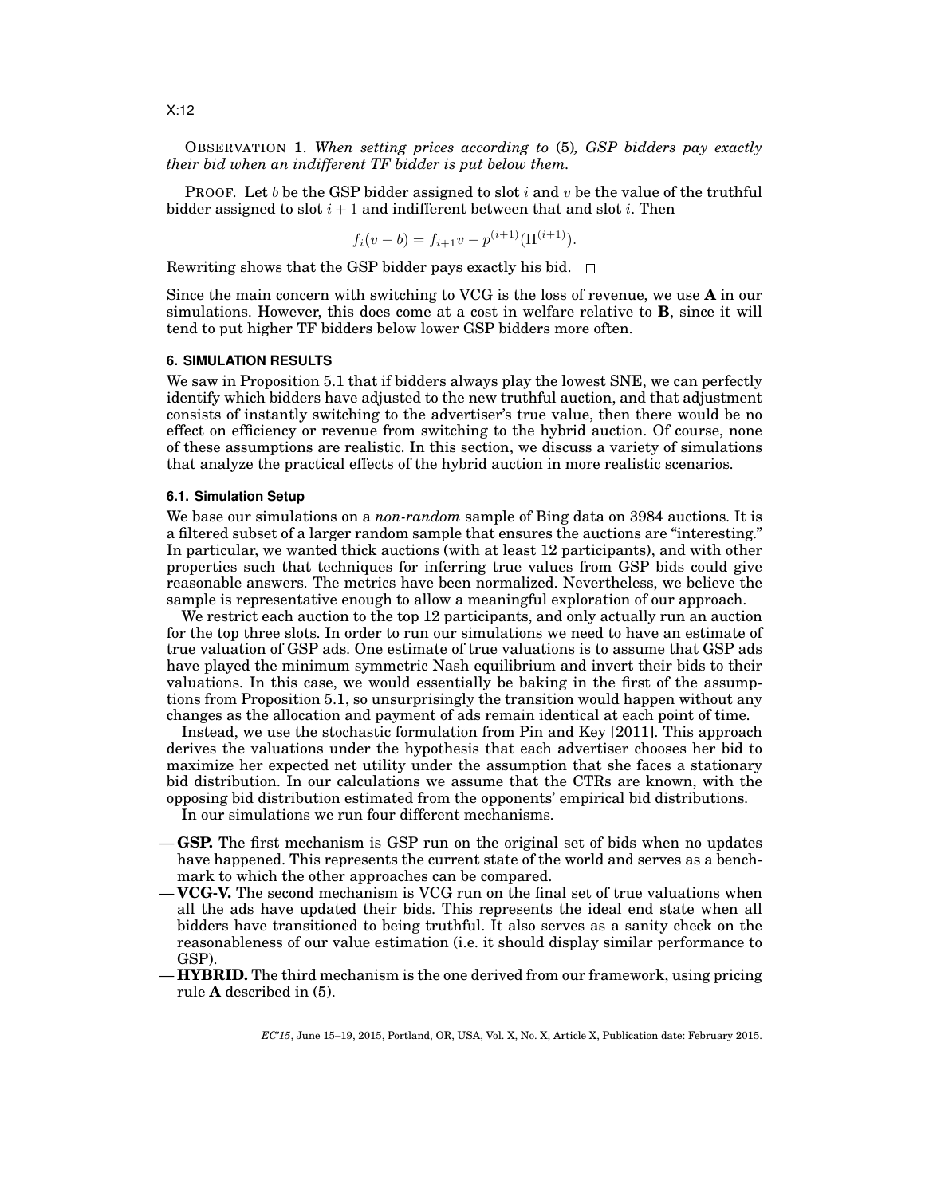OBSERVATION 1. *When setting prices according to* (5)*, GSP bidders pay exactly their bid when an indifferent TF bidder is put below them.*

PROOF. Let $b$ be the GSP bidder assigned to slot $i$ and $v$ be the value of the truthful bidder assigned to slot $i+1$ and indifferent between that and slot $i$. Then

$$f_i(v - b) = f_{i+1}v - p^{(i+1)}(\Pi^{(i+1)}).$$

Rewriting shows that the GSP bidder pays exactly his bid. □

Since the main concern with switching to VCG is the loss of revenue, we use **A** in our simulations. However, this does come at a cost in welfare relative to **B**, since it will tend to put higher TF bidders below lower GSP bidders more often.

## 6. SIMULATION RESULTS

We saw in Proposition 5.1 that if bidders always play the lowest SNE, we can perfectly identify which bidders have adjusted to the new truthful auction, and that adjustment consists of instantly switching to the advertiser's true value, then there would be no effect on efficiency or revenue from switching to the hybrid auction. Of course, none of these assumptions are realistic. In this section, we discuss a variety of simulations that analyze the practical effects of the hybrid auction in more realistic scenarios.

### 6.1. Simulation Setup

We base our simulations on a *non-random* sample of Bing data on 3984 auctions. It is a filtered subset of a larger random sample that ensures the auctions are "interesting." In particular, we wanted thick auctions (with at least 12 participants), and with other properties such that techniques for inferring true values from GSP bids could give reasonable answers. The metrics have been normalized. Nevertheless, we believe the sample is representative enough to allow a meaningful exploration of our approach.

We restrict each auction to the top 12 participants, and only actually run an auction for the top three slots. In order to run our simulations we need to have an estimate of true valuation of GSP ads. One estimate of true valuations is to assume that GSP ads have played the minimum symmetric Nash equilibrium and invert their bids to their valuations. In this case, we would essentially be baking in the first of the assumptions from Proposition 5.1, so unsurprisingly the transition would happen without any changes as the allocation and payment of ads remain identical at each point of time.

Instead, we use the stochastic formulation from Pin and Key [2011]. This approach derives the valuations under the hypothesis that each advertiser chooses her bid to maximize her expected net utility under the assumption that she faces a stationary bid distribution. In our calculations we assume that the CTRs are known, with the opposing bid distribution estimated from the opponents' empirical bid distributions.

In our simulations we run four different mechanisms.

— **GSP.** The first mechanism is GSP run on the original set of bids when no updates have happened. This represents the current state of the world and serves as a benchmark to which the other approaches can be compared.

— **VCG-V.** The second mechanism is VCG run on the final set of true valuations when all the ads have updated their bids. This represents the ideal end state when all bidders have transitioned to being truthful. It also serves as a sanity check on the reasonableness of our value estimation (i.e. it should display similar performance to GSP).

— **HYBRID.** The third mechanism is the one derived from our framework, using pricing rule **A** described in (5).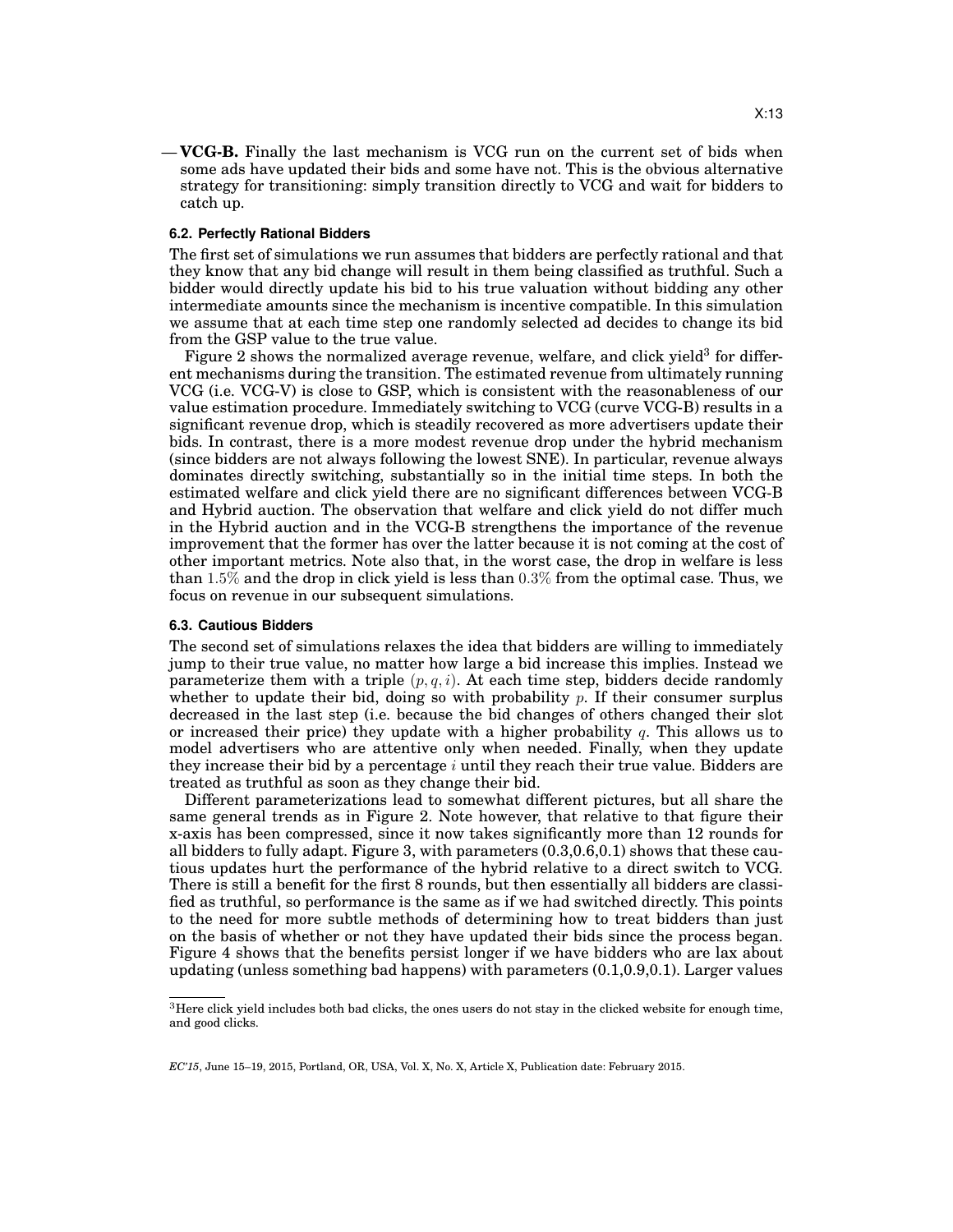— **VCG-B.** Finally the last mechanism is VCG run on the current set of bids when some ads have updated their bids and some have not. This is the obvious alternative strategy for transitioning: simply transition directly to VCG and wait for bidders to catch up.

### 6.2. Perfectly Rational Bidders

The first set of simulations we run assumes that bidders are perfectly rational and that they know that any bid change will result in them being classified as truthful. Such a bidder would directly update his bid to his true valuation without bidding any other intermediate amounts since the mechanism is incentive compatible. In this simulation we assume that at each time step one randomly selected ad decides to change its bid from the GSP value to the true value.

Figure 2 shows the normalized average revenue, welfare, and click yield[3] for different mechanisms during the transition. The estimated revenue from ultimately running VCG (i.e. VCG-V) is close to GSP, which is consistent with the reasonableness of our value estimation procedure. Immediately switching to VCG (curve VCG-B) results in a significant revenue drop, which is steadily recovered as more advertisers update their bids. In contrast, there is a more modest revenue drop under the hybrid mechanism (since bidders are not always following the lowest SNE). In particular, revenue always dominates directly switching, substantially so in the initial time steps. In both the estimated welfare and click yield there are no significant differences between VCG-B and Hybrid auction. The observation that welfare and click yield do not differ much in the Hybrid auction and in the VCG-B strengthens the importance of the revenue improvement that the former has over the latter because it is not coming at the cost of other important metrics. Note also that, in the worst case, the drop in welfare is less than $1.5\%$ and the drop in click yield is less than $0.3\%$ from the optimal case. Thus, we focus on revenue in our subsequent simulations.

### 6.3. Cautious Bidders

The second set of simulations relaxes the idea that bidders are willing to immediately jump to their true value, no matter how large a bid increase this implies. Instead we parameterize them with a triple $(p, q, i)$. At each time step, bidders decide randomly whether to update their bid, doing so with probability $p$. If their consumer surplus decreased in the last step (i.e. because the bid changes of others changed their slot or increased their price) they update with a higher probability $q$. This allows us to model advertisers who are attentive only when needed. Finally, when they update they increase their bid by a percentage $i$ until they reach their true value. Bidders are treated as truthful as soon as they change their bid.

Different parameterizations lead to somewhat different pictures, but all share the same general trends as in Figure 2. Note however, that relative to that figure their x-axis has been compressed, since it now takes significantly more than 12 rounds for all bidders to fully adapt. Figure 3, with parameters (0.3,0.6,0.1) shows that these cautious updates hurt the performance of the hybrid relative to a direct switch to VCG. There is still a benefit for the first 8 rounds, but then essentially all bidders are classified as truthful, so performance is the same as if we had switched directly. This points to the need for more subtle methods of determining how to treat bidders than just on the basis of whether or not they have updated their bids since the process began. Figure 4 shows that the benefits persist longer if we have bidders who are lax about updating (unless something bad happens) with parameters (0.1,0.9,0.1). Larger values

[3] Here click yield includes both bad clicks, the ones users do not stay in the clicked website for enough time, and good clicks.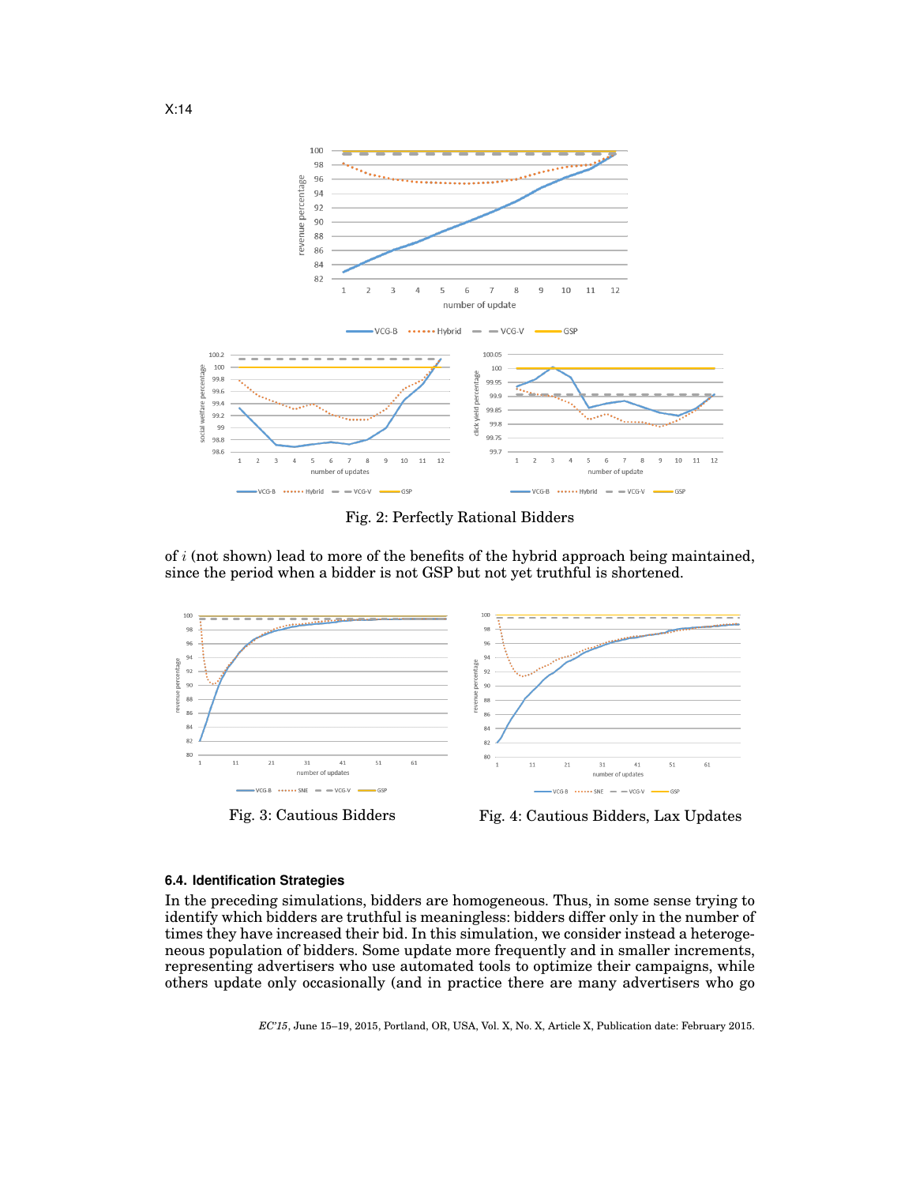100
98
96
94
92
90
88
86
84
82
revenue percentage
1 2 3 4 5 6 7 8 9 10 11 12
number of update
VCG-B Hybrid VCG-V GSP

100.2
100
99.8
99.6
99.4
99.2
99
98.8
98.6
social welfare percentage
1 2 3 4 5 6 7 8 9 10 11 12
number of updates
VCG-B Hybrid VCG-V GSP

100.05
100
99.95
99.9
99.85
99.8
99.75
99.7
click yield percentage
1 2 3 4 5 6 7 8 9 10 11 12
number of update
VCG-B Hybrid VCG-V GSP

Fig. 2: Perfectly Rational Bidders

of $i$ (not shown) lead to more of the benefits of the hybrid approach being maintained, since the period when a bidder is not GSP but not yet truthful is shortened.

100
98
96
94
92
90
88
86
84
82
80
revenue percentage
1 11 21 31 41 51 61
number of updates
VCG-B SNE VCG-V GSP

Fig. 3: Cautious Bidders

100
98
96
94
92
90
88
86
84
82
80
revenue percentage
1 11 21 31 41 51 61
number of updates
VCG-B SNE VCG-V GSP

Fig. 4: Cautious Bidders, Lax Updates

### 6.4. Identification Strategies

In the preceding simulations, bidders are homogeneous. Thus, in some sense trying to identify which bidders are truthful is meaningless: bidders differ only in the number of times they have increased their bid. In this simulation, we consider instead a heterogeneous population of bidders. Some update more frequently and in smaller increments, representing advertisers who use automated tools to optimize their campaigns, while others update only occasionally (and in practice there are many advertisers who go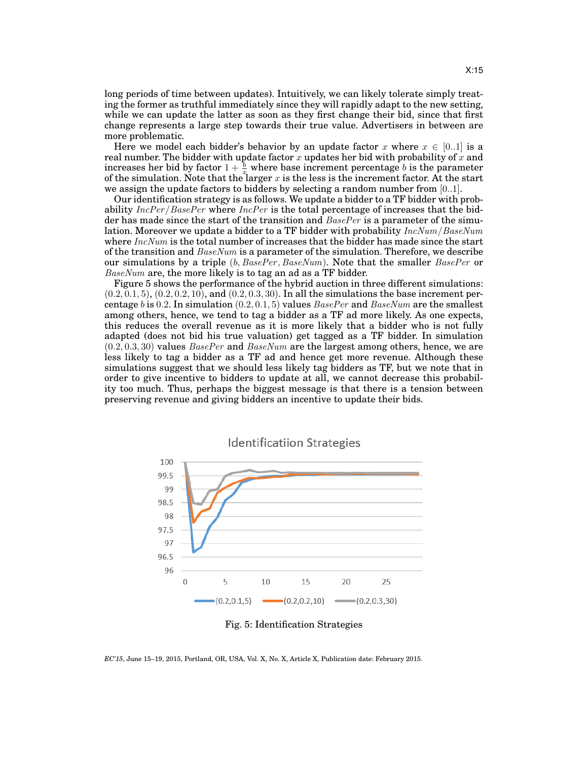long periods of time between updates). Intuitively, we can likely tolerate simply treating the former as truthful immediately since they will rapidly adapt to the new setting, while we can update the latter as soon as they first change their bid, since that first change represents a large step towards their true value. Advertisers in between are more problematic.

Here we model each bidder's behavior by an update factor $x$ where $x \in [0..1]$ is a real number. The bidder with update factor $x$ updates her bid with probability of $x$ and increases her bid by factor $1 + \frac{b}{x}$ where base increment percentage $b$ is the parameter of the simulation. Note that the larger $x$ is the less is the increment factor. At the start we assign the update factors to bidders by selecting a random number from $[0..1]$.

Our identification strategy is as follows. We update a bidder to a TF bidder with probability $IncPer/BasePer$ where $IncPer$ is the total percentage of increases that the bidder has made since the start of the transition and $BasePer$ is a parameter of the simulation. Moreover we update a bidder to a TF bidder with probability $IncNum/BaseNum$ where $IncNum$ is the total number of increases that the bidder has made since the start of the transition and $BaseNum$ is a parameter of the simulation. Therefore, we describe our simulations by a triple $(b, BasePer, BaseNum)$. Note that the smaller $BasePer$ or $BaseNum$ are, the more likely is to tag an ad as a TF bidder.

Figure 5 shows the performance of the hybrid auction in three different simulations: $(0.2, 0.1, 5)$, $(0.2, 0.2, 10)$, and $(0.2, 0.3, 30)$. In all the simulations the base increment percentage $b$ is $0.2$. In simulation $(0.2, 0.1, 5)$ values $BasePer$ and $BaseNum$ are the smallest among others, hence, we tend to tag a bidder as a TF ad more likely. As one expects, this reduces the overall revenue as it is more likely that a bidder who is not fully adapted (does not bid his true valuation) get tagged as a TF bidder. In simulation $(0.2, 0.3, 30)$ values $BasePer$ and $BaseNum$ are the largest among others, hence, we are less likely to tag a bidder as a TF ad and hence get more revenue. Although these simulations suggest that we should less likely tag bidders as TF, but we note that in order to give incentive to bidders to update at all, we cannot decrease this probability too much. Thus, perhaps the biggest message is that there is a tension between preserving revenue and giving bidders an incentive to update their bids.

Identificatiion Strategies

100
99.5
99
98.5
98
97.5
97
96.5
96

0 5 10 15 20 25

(0.2,0.1,5) (0.2,0.2,10) (0.2,0.3,30)

Fig. 5: Identification Strategies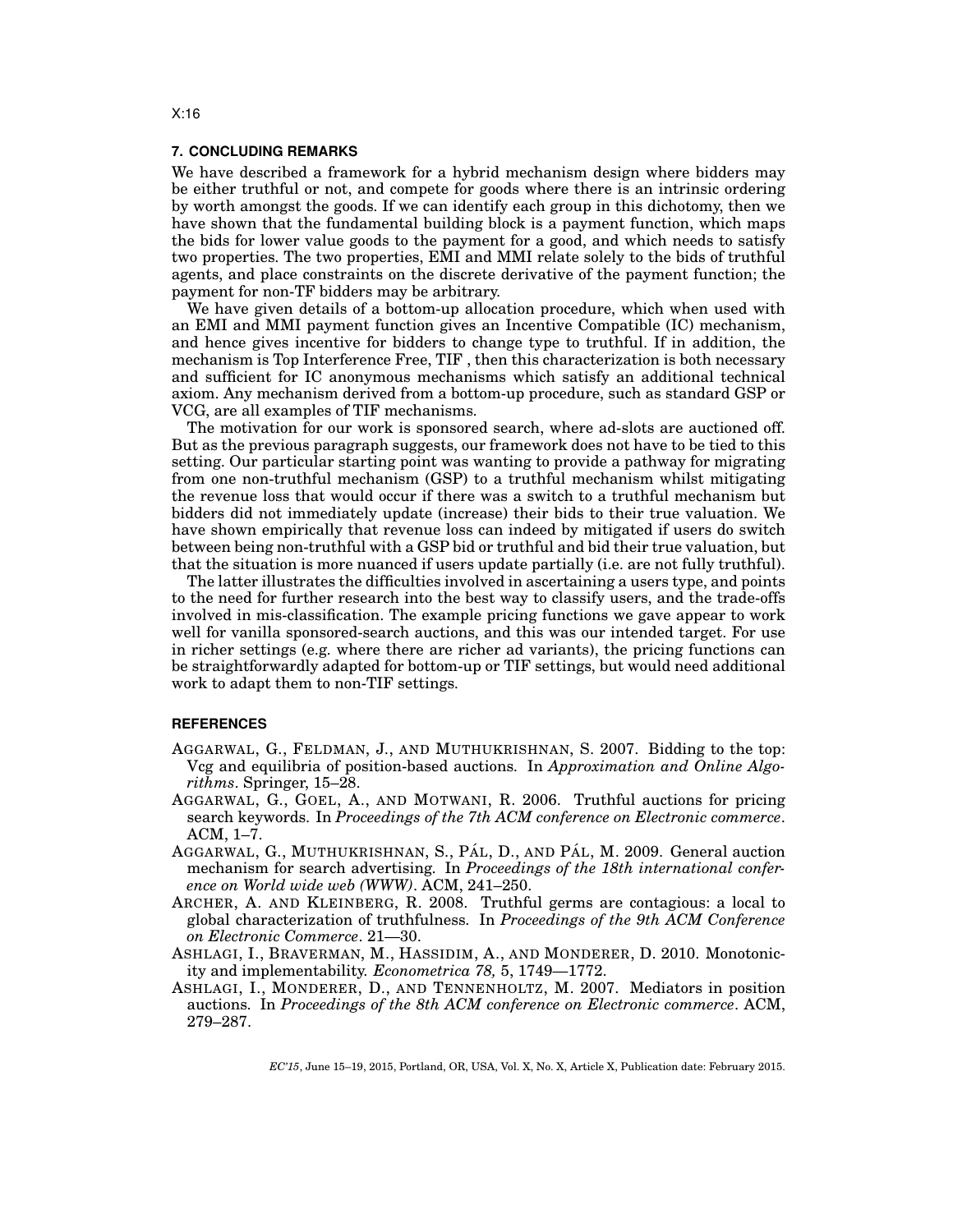## 7. CONCLUDING REMARKS

We have described a framework for a hybrid mechanism design where bidders may be either truthful or not, and compete for goods where there is an intrinsic ordering by worth amongst the goods. If we can identify each group in this dichotomy, then we have shown that the fundamental building block is a payment function, which maps the bids for lower value goods to the payment for a good, and which needs to satisfy two properties. The two properties, EMI and MMI relate solely to the bids of truthful agents, and place constraints on the discrete derivative of the payment function; the payment for non-TF bidders may be arbitrary.

We have given details of a bottom-up allocation procedure, which when used with an EMI and MMI payment function gives an Incentive Compatible (IC) mechanism, and hence gives incentive for bidders to change type to truthful. If in addition, the mechanism is Top Interference Free, TIF , then this characterization is both necessary and sufficient for IC anonymous mechanisms which satisfy an additional technical axiom. Any mechanism derived from a bottom-up procedure, such as standard GSP or VCG, are all examples of TIF mechanisms.

The motivation for our work is sponsored search, where ad-slots are auctioned off. But as the previous paragraph suggests, our framework does not have to be tied to this setting. Our particular starting point was wanting to provide a pathway for migrating from one non-truthful mechanism (GSP) to a truthful mechanism whilst mitigating the revenue loss that would occur if there was a switch to a truthful mechanism but bidders did not immediately update (increase) their bids to their true valuation. We have shown empirically that revenue loss can indeed by mitigated if users do switch between being non-truthful with a GSP bid or truthful and bid their true valuation, but that the situation is more nuanced if users update partially (i.e. are not fully truthful).

The latter illustrates the difficulties involved in ascertaining a users type, and points to the need for further research into the best way to classify users, and the trade-offs involved in mis-classification. The example pricing functions we gave appear to work well for vanilla sponsored-search auctions, and this was our intended target. For use in richer settings (e.g. where there are richer ad variants), the pricing functions can be straightforwardly adapted for bottom-up or TIF settings, but would need additional work to adapt them to non-TIF settings.

## REFERENCES

AGGARWAL, G., FELDMAN, J., AND MUTHUKRISHNAN, S. 2007. Bidding to the top: Vcg and equilibria of position-based auctions. In *Approximation and Online Algorithms*. Springer, 15–28.

AGGARWAL, G., GOEL, A., AND MOTWANI, R. 2006. Truthful auctions for pricing search keywords. In *Proceedings of the 7th ACM conference on Electronic commerce*. ACM, 1–7.

AGGARWAL, G., MUTHUKRISHNAN, S., PÁL, D., AND PÁL, M. 2009. General auction mechanism for search advertising. In *Proceedings of the 18th international conference on World wide web (WWW)*. ACM, 241–250.

ARCHER, A. AND KLEINBERG, R. 2008. Truthful germs are contagious: a local to global characterization of truthfulness. In *Proceedings of the 9th ACM Conference on Electronic Commerce*. 21—30.

ASHLAGI, I., BRAVERMAN, M., HASSIDIM, A., AND MONDERER, D. 2010. Monotonicity and implementability. *Econometrica 78,* 5, 1749—1772.

ASHLAGI, I., MONDERER, D., AND TENNENHOLTZ, M. 2007. Mediators in position auctions. In *Proceedings of the 8th ACM conference on Electronic commerce*. ACM, 279–287.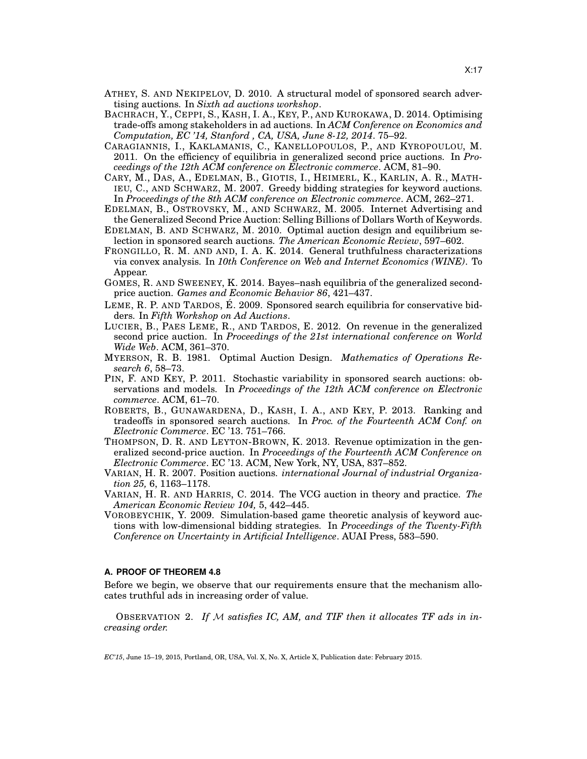ATHEY, S. AND NEKIPELOV, D. 2010. A structural model of sponsored search advertising auctions. In *Sixth ad auctions workshop*.

BACHRACH, Y., CEPPI, S., KASH, I. A., KEY, P., AND KUROKAWA, D. 2014. Optimising trade-offs among stakeholders in ad auctions. In *ACM Conference on Economics and Computation, EC '14, Stanford , CA, USA, June 8-12, 2014*. 75–92.

CARAGIANNIS, I., KAKLAMANIS, C., KANELLOPOULOS, P., AND KYROPOULOU, M. 2011. On the efficiency of equilibria in generalized second price auctions. In *Proceedings of the 12th ACM conference on Electronic commerce*. ACM, 81–90.

CARY, M., DAS, A., EDELMAN, B., GIOTIS, I., HEIMERL, K., KARLIN, A. R., MATHIEU, C., AND SCHWARZ, M. 2007. Greedy bidding strategies for keyword auctions. In *Proceedings of the 8th ACM conference on Electronic commerce*. ACM, 262–271.

EDELMAN, B., OSTROVSKY, M., AND SCHWARZ, M. 2005. Internet Advertising and the Generalized Second Price Auction: Selling Billions of Dollars Worth of Keywords.

EDELMAN, B. AND SCHWARZ, M. 2010. Optimal auction design and equilibrium selection in sponsored search auctions. *The American Economic Review*, 597–602.

FRONGILLO, R. M. AND AND, I. A. K. 2014. General truthfulness characterizations via convex analysis. In *10th Conference on Web and Internet Economics (WINE)*. To Appear.

GOMES, R. AND SWEENEY, K. 2014. Bayes–nash equilibria of the generalized second-price auction. *Games and Economic Behavior 86*, 421–437.

LEME, R. P. AND TARDOS, É. 2009. Sponsored search equilibria for conservative bidders. In *Fifth Workshop on Ad Auctions*.

LUCIER, B., PAES LEME, R., AND TARDOS, E. 2012. On revenue in the generalized second price auction. In *Proceedings of the 21st international conference on World Wide Web*. ACM, 361–370.

MYERSON, R. B. 1981. Optimal Auction Design. *Mathematics of Operations Research 6*, 58–73.

PIN, F. AND KEY, P. 2011. Stochastic variability in sponsored search auctions: observations and models. In *Proceedings of the 12th ACM conference on Electronic commerce*. ACM, 61–70.

ROBERTS, B., GUNAWARDENA, D., KASH, I. A., AND KEY, P. 2013. Ranking and tradeoffs in sponsored search auctions. In *Proc. of the Fourteenth ACM Conf. on Electronic Commerce*. EC '13. 751–766.

THOMPSON, D. R. AND LEYTON-BROWN, K. 2013. Revenue optimization in the generalized second-price auction. In *Proceedings of the Fourteenth ACM Conference on Electronic Commerce*. EC '13. ACM, New York, NY, USA, 837–852.

VARIAN, H. R. 2007. Position auctions. *international Journal of industrial Organization 25,* 6, 1163–1178.

VARIAN, H. R. AND HARRIS, C. 2014. The VCG auction in theory and practice. *The American Economic Review 104,* 5, 442–445.

VOROBEYCHIK, Y. 2009. Simulation-based game theoretic analysis of keyword auctions with low-dimensional bidding strategies. In *Proceedings of the Twenty-Fifth Conference on Uncertainty in Artificial Intelligence*. AUAI Press, 583–590.

## A. PROOF OF THEOREM 4.8

Before we begin, we observe that our requirements ensure that the mechanism allocates truthful ads in increasing order of value.

OBSERVATION 2. *If $\mathcal{M}$ satisfies IC, AM, and TIF then it allocates TF ads in increasing order.*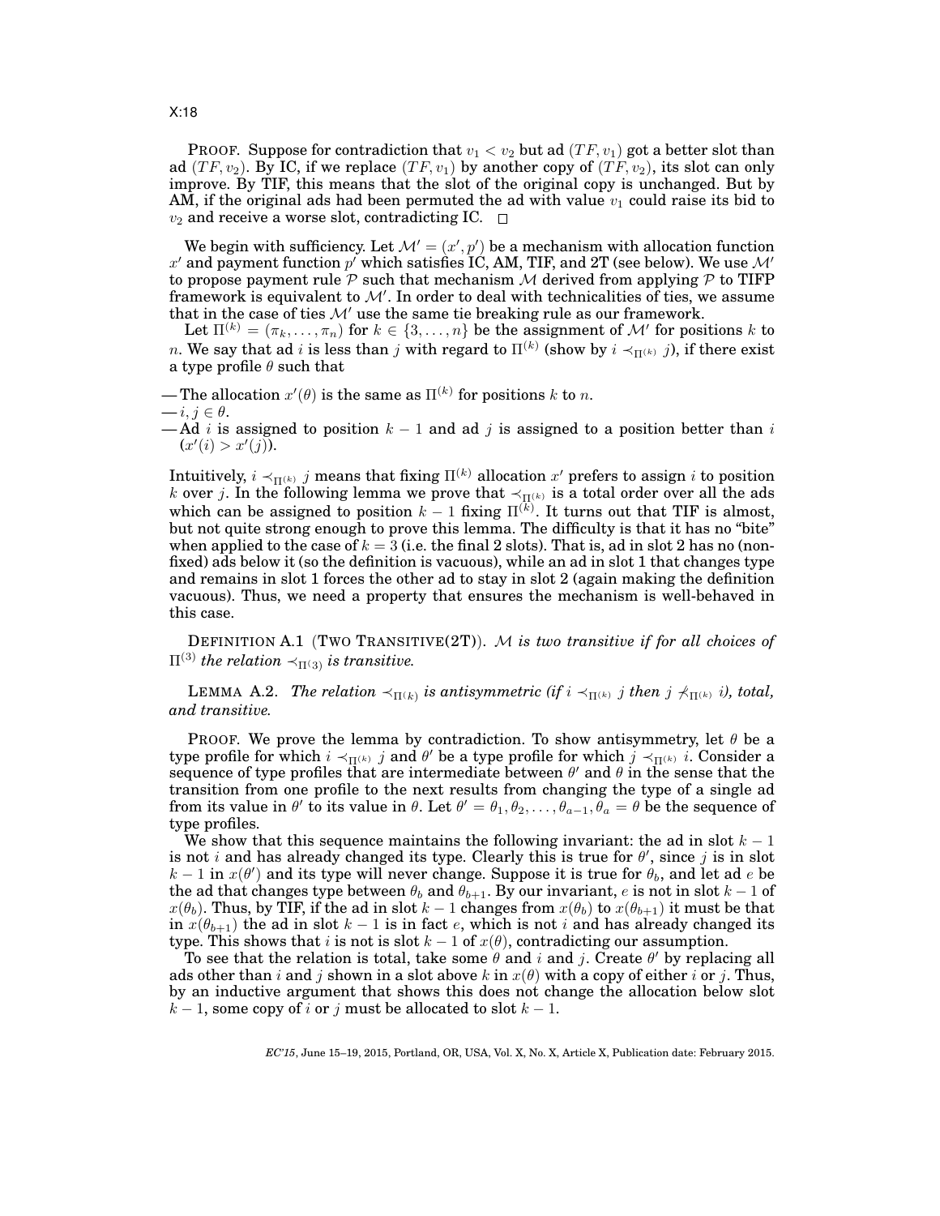PROOF. Suppose for contradiction that $v_1 < v_2$ but ad $(TF, v_1)$ got a better slot than ad $(TF, v_2)$. By IC, if we replace $(TF, v_1)$ by another copy of $(TF, v_2)$, its slot can only improve. By TIF, this means that the slot of the original copy is unchanged. But by AM, if the original ads had been permuted the ad with value $v_1$ could raise its bid to $v_2$ and receive a worse slot, contradicting IC. □

We begin with sufficiency. Let $\mathcal{M}' = (x', p')$ be a mechanism with allocation function $x'$ and payment function $p'$ which satisfies IC, AM, TIF, and 2T (see below). We use $\mathcal{M}'$ to propose payment rule $\mathcal{P}$ such that mechanism $\mathcal{M}$ derived from applying $\mathcal{P}$ to TIFP framework is equivalent to $\mathcal{M}'$. In order to deal with technicalities of ties, we assume that in the case of ties $\mathcal{M}'$ use the same tie breaking rule as our framework.

Let $\Pi^{(k)} = (\pi_k, \ldots, \pi_n)$ for $k \in \{3, \ldots, n\}$ be the assignment of $\mathcal{M}'$ for positions $k$ to $n$. We say that ad $i$ is less than $j$ with regard to $\Pi^{(k)}$ (show by $i \prec_{\Pi^{(k)}} j$), if there exist a type profile $\theta$ such that

— The allocation $x'(\theta)$ is the same as $\Pi^{(k)}$ for positions $k$ to $n$.
— $i, j \in \theta$.
— Ad $i$ is assigned to position $k-1$ and ad $j$ is assigned to a position better than $i$ ($x'(i) > x'(j)$).

Intuitively, $i \prec_{\Pi^{(k)}} j$ means that fixing $\Pi^{(k)}$ allocation $x'$ prefers to assign $i$ to position $k$ over $j$. In the following lemma we prove that $\prec_{\Pi^{(k)}}$ is a total order over all the ads which can be assigned to position $k-1$ fixing $\Pi^{(k)}$. It turns out that TIF is almost, but not quite strong enough to prove this lemma. The difficulty is that it has no "bite" when applied to the case of $k = 3$ (i.e. the final 2 slots). That is, ad in slot 2 has no (non-fixed) ads below it (so the definition is vacuous), while an ad in slot 1 that changes type and remains in slot 1 forces the other ad to stay in slot 2 (again making the definition vacuous). Thus, we need a property that ensures the mechanism is well-behaved in this case.

DEFINITION A.1 (TWO TRANSITIVE(2T)). *$\mathcal{M}$ is two transitive if for all choices of $\Pi^{(3)}$ the relation $\prec_{\Pi^{(3)}}$ is transitive.*

LEMMA A.2. *The relation $\prec_{\Pi^{(k)}}$ is antisymmetric (if $i \prec_{\Pi^{(k)}} j$ then $j \not\prec_{\Pi^{(k)}} i$), total, and transitive.*

PROOF. We prove the lemma by contradiction. To show antisymmetry, let $\theta$ be a type profile for which $i \prec_{\Pi^{(k)}} j$ and $\theta'$ be a type profile for which $j \prec_{\Pi^{(k)}} i$. Consider a sequence of type profiles that are intermediate between $\theta'$ and $\theta$ in the sense that the transition from one profile to the next results from changing the type of a single ad from its value in $\theta'$ to its value in $\theta$. Let $\theta' = \theta_1, \theta_2, \ldots, \theta_{a-1}, \theta_a = \theta$ be the sequence of type profiles.

We show that this sequence maintains the following invariant: the ad in slot $k-1$ is not $i$ and has already changed its type. Clearly this is true for $\theta'$, since $j$ is in slot $k-1$ in $x(\theta')$ and its type will never change. Suppose it is true for $\theta_b$, and let ad $e$ be the ad that changes type between $\theta_b$ and $\theta_{b+1}$. By our invariant, $e$ is not in slot $k-1$ of $x(\theta_b)$. Thus, by TIF, if the ad in slot $k-1$ changes from $x(\theta_b)$ to $x(\theta_{b+1})$ it must be that in $x(\theta_{b+1})$ the ad in slot $k-1$ is in fact $e$, which is not $i$ and has already changed its type. This shows that $i$ is not is slot $k-1$ of $x(\theta)$, contradicting our assumption.

To see that the relation is total, take some $\theta$ and $i$ and $j$. Create $\theta'$ by replacing all ads other than $i$ and $j$ shown in a slot above $k$ in $x(\theta)$ with a copy of either $i$ or $j$. Thus, by an inductive argument that shows this does not change the allocation below slot $k-1$, some copy of $i$ or $j$ must be allocated to slot $k-1$.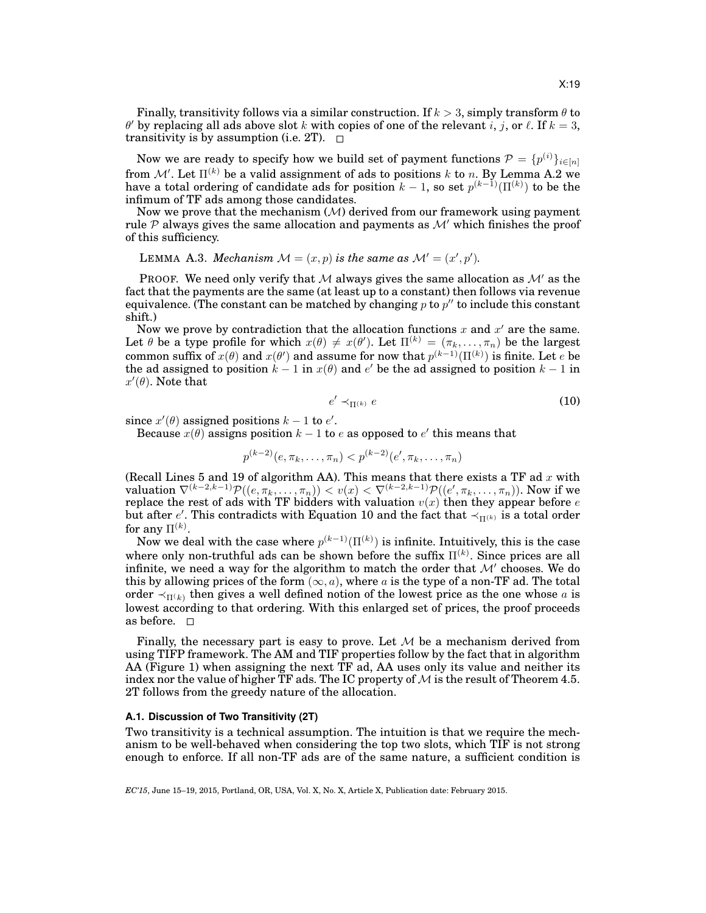Finally, transitivity follows via a similar construction. If $k > 3$, simply transform $\theta$ to $\theta'$ by replacing all ads above slot $k$ with copies of one of the relevant $i$, $j$, or $\ell$. If $k = 3$, transitivity is by assumption (i.e. 2T). $\square$

Now we are ready to specify how we build set of payment functions $\mathcal{P} = \{p^{(i)}\}_{i \in [n]}$ from $\mathcal{M}'$. Let $\Pi^{(k)}$ be a valid assignment of ads to positions $k$ to $n$. By Lemma A.2 we have a total ordering of candidate ads for position $k-1$, so set $p^{(k-1)}(\Pi^{(k)})$ to be the infimum of TF ads among those candidates.

Now we prove that the mechanism ($\mathcal{M}$) derived from our framework using payment rule $\mathcal{P}$ always gives the same allocation and payments as $\mathcal{M}'$ which finishes the proof of this sufficiency.

LEMMA A.3. *Mechanism $\mathcal{M} = (x, p)$ is the same as $\mathcal{M}' = (x', p')$.*

PROOF. We need only verify that $\mathcal{M}$ always gives the same allocation as $\mathcal{M}'$ as the fact that the payments are the same (at least up to a constant) then follows via revenue equivalence. (The constant can be matched by changing $p$ to $p''$ to include this constant shift.)

Now we prove by contradiction that the allocation functions $x$ and $x'$ are the same. Let $\theta$ be a type profile for which $x(\theta) \neq x(\theta')$. Let $\Pi^{(k)} = (\pi_k, \ldots, \pi_n)$ be the largest common suffix of $x(\theta)$ and $x(\theta')$ and assume for now that $p^{(k-1)}(\Pi^{(k)})$ is finite. Let $e$ be the ad assigned to position $k-1$ in $x(\theta)$ and $e'$ be the ad assigned to position $k-1$ in $x'(\theta)$. Note that

$$e' \prec_{\Pi^{(k)}} e \tag{10}$$

since $x'(\theta)$ assigned positions $k-1$ to $e'$.

Because $x(\theta)$ assigns position $k-1$ to $e$ as opposed to $e'$ this means that

$$p^{(k-2)}(e, \pi_k, \ldots, \pi_n) < p^{(k-2)}(e', \pi_k, \ldots, \pi_n)$$

(Recall Lines 5 and 19 of algorithm AA). This means that there exists a TF ad $x$ with valuation $\nabla^{(k-2,k-1)}\mathcal{P}((e, \pi_k, \ldots, \pi_n)) < v(x) < \nabla^{(k-2,k-1)}\mathcal{P}((e', \pi_k, \ldots, \pi_n))$. Now if we replace the rest of ads with TF bidders with valuation $v(x)$ then they appear before $e$ but after $e'$. This contradicts with Equation 10 and the fact that $\prec_{\Pi^{(k)}}$ is a total order for any $\Pi^{(k)}$.

Now we deal with the case where $p^{(k-1)}(\Pi^{(k)})$ is infinite. Intuitively, this is the case where only non-truthful ads can be shown before the suffix $\Pi^{(k)}$. Since prices are all infinite, we need a way for the algorithm to match the order that $\mathcal{M}'$ chooses. We do this by allowing prices of the form $(\infty, a)$, where $a$ is the type of a non-TF ad. The total order $\prec_{\Pi^{(k)}}$ then gives a well defined notion of the lowest price as the one whose $a$ is lowest according to that ordering. With this enlarged set of prices, the proof proceeds as before. $\square$

Finally, the necessary part is easy to prove. Let $\mathcal{M}$ be a mechanism derived from using TIFP framework. The AM and TIF properties follow by the fact that in algorithm AA (Figure 1) when assigning the next TF ad, AA uses only its value and neither its index nor the value of higher TF ads. The IC property of $\mathcal{M}$ is the result of Theorem 4.5. 2T follows from the greedy nature of the allocation.

### A.1. Discussion of Two Transitivity (2T)

Two transitivity is a technical assumption. The intuition is that we require the mechanism to be well-behaved when considering the top two slots, which TIF is not strong enough to enforce. If all non-TF ads are of the same nature, a sufficient condition is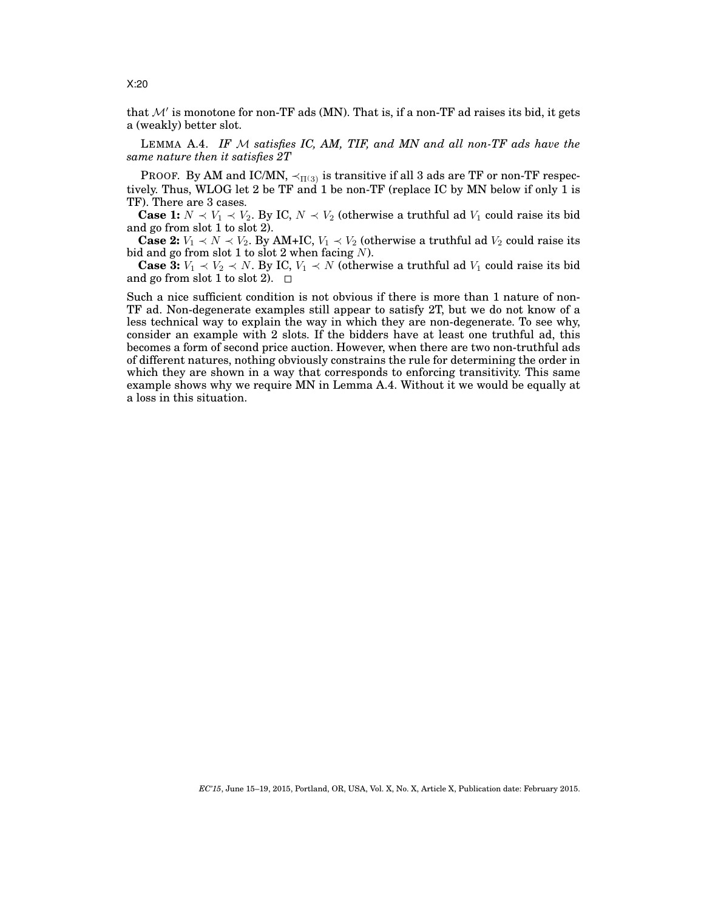that $\mathcal{M}'$ is monotone for non-TF ads (MN). That is, if a non-TF ad raises its bid, it gets a (weakly) better slot.

LEMMA A.4. *IF $\mathcal{M}$ satisfies IC, AM, TIF, and MN and all non-TF ads have the same nature then it satisfies 2T*

PROOF. By AM and IC/MN, $\prec_{\Pi(3)}$ is transitive if all 3 ads are TF or non-TF respectively. Thus, WLOG let 2 be TF and 1 be non-TF (replace IC by MN below if only 1 is TF). There are 3 cases.

**Case 1:** $N \prec V_1 \prec V_2$. By IC, $N \prec V_2$ (otherwise a truthful ad $V_1$ could raise its bid and go from slot 1 to slot 2).

**Case 2:** $V_1 \prec N \prec V_2$. By AM+IC, $V_1 \prec V_2$ (otherwise a truthful ad $V_2$ could raise its bid and go from slot 1 to slot 2 when facing $N$).

**Case 3:** $V_1 \prec V_2 \prec N$. By IC, $V_1 \prec N$ (otherwise a truthful ad $V_1$ could raise its bid and go from slot 1 to slot 2). □

Such a nice sufficient condition is not obvious if there is more than 1 nature of non-TF ad. Non-degenerate examples still appear to satisfy 2T, but we do not know of a less technical way to explain the way in which they are non-degenerate. To see why, consider an example with 2 slots. If the bidders have at least one truthful ad, this becomes a form of second price auction. However, when there are two non-truthful ads of different natures, nothing obviously constrains the rule for determining the order in which they are shown in a way that corresponds to enforcing transitivity. This same example shows why we require MN in Lemma A.4. Without it we would be equally at a loss in this situation.